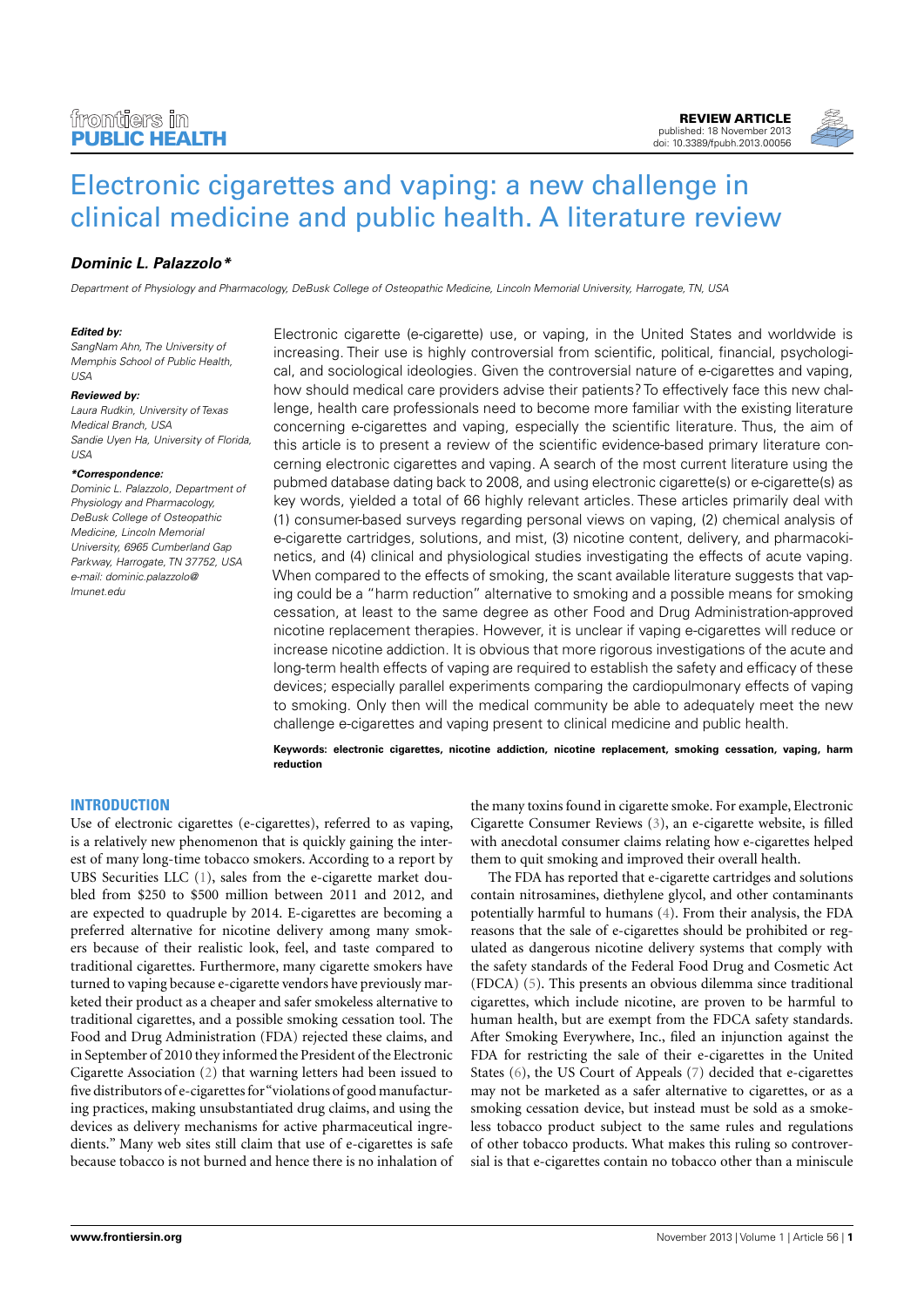# Electronic cigarettes and vaping: a new challenge in clinical medicine and public health. A literature review

**REVIEW ARTICLE**
published: 18 November 2013
doi: 10.3389/fpubh.2013.00056

***Dominic L. Palazzolo****

*Department of Physiology and Pharmacology, DeBusk College of Osteopathic Medicine, Lincoln Memorial University, Harrogate, TN, USA*

***Edited by:***
*SangNam Ahn, The University of Memphis School of Public Health, USA*

***Reviewed by:***
*Laura Rudkin, University of Texas Medical Branch, USA*
*Sandie Uyen Ha, University of Florida, USA*

***\*Correspondence:***
*Dominic L. Palazzolo, Department of Physiology and Pharmacology, DeBusk College of Osteopathic Medicine, Lincoln Memorial University, 6965 Cumberland Gap Parkway, Harrogate, TN 37752, USA e-mail: dominic.palazzolo@lmunet.edu*

Electronic cigarette (e-cigarette) use, or vaping, in the United States and worldwide is increasing. Their use is highly controversial from scientific, political, financial, psychological, and sociological ideologies. Given the controversial nature of e-cigarettes and vaping, how should medical care providers advise their patients? To effectively face this new challenge, health care professionals need to become more familiar with the existing literature concerning e-cigarettes and vaping, especially the scientific literature. Thus, the aim of this article is to present a review of the scientific evidence-based primary literature concerning electronic cigarettes and vaping. A search of the most current literature using the pubmed database dating back to 2008, and using electronic cigarette(s) or e-cigarette(s) as key words, yielded a total of 66 highly relevant articles. These articles primarily deal with (1) consumer-based surveys regarding personal views on vaping, (2) chemical analysis of e-cigarette cartridges, solutions, and mist, (3) nicotine content, delivery, and pharmacokinetics, and (4) clinical and physiological studies investigating the effects of acute vaping. When compared to the effects of smoking, the scant available literature suggests that vaping could be a "harm reduction" alternative to smoking and a possible means for smoking cessation, at least to the same degree as other Food and Drug Administration-approved nicotine replacement therapies. However, it is unclear if vaping e-cigarettes will reduce or increase nicotine addiction. It is obvious that more rigorous investigations of the acute and long-term health effects of vaping are required to establish the safety and efficacy of these devices; especially parallel experiments comparing the cardiopulmonary effects of vaping to smoking. Only then will the medical community be able to adequately meet the new challenge e-cigarettes and vaping present to clinical medicine and public health.

**Keywords: electronic cigarettes, nicotine addiction, nicotine replacement, smoking cessation, vaping, harm reduction**

## INTRODUCTION

Use of electronic cigarettes (e-cigarettes), referred to as vaping, is a relatively new phenomenon that is quickly gaining the interest of many long-time tobacco smokers. According to a report by UBS Securities LLC (1), sales from the e-cigarette market doubled from \$250 to \$500 million between 2011 and 2012, and are expected to quadruple by 2014. E-cigarettes are becoming a preferred alternative for nicotine delivery among many smokers because of their realistic look, feel, and taste compared to traditional cigarettes. Furthermore, many cigarette smokers have turned to vaping because e-cigarette vendors have previously marketed their product as a cheaper and safer smokeless alternative to traditional cigarettes, and a possible smoking cessation tool. The Food and Drug Administration (FDA) rejected these claims, and in September of 2010 they informed the President of the Electronic Cigarette Association (2) that warning letters had been issued to five distributors of e-cigarettes for "violations of good manufacturing practices, making unsubstantiated drug claims, and using the devices as delivery mechanisms for active pharmaceutical ingredients." Many web sites still claim that use of e-cigarettes is safe because tobacco is not burned and hence there is no inhalation of the many toxins found in cigarette smoke. For example, Electronic Cigarette Consumer Reviews (3), an e-cigarette website, is filled with anecdotal consumer claims relating how e-cigarettes helped them to quit smoking and improved their overall health.

The FDA has reported that e-cigarette cartridges and solutions contain nitrosamines, diethylene glycol, and other contaminants potentially harmful to humans (4). From their analysis, the FDA reasons that the sale of e-cigarettes should be prohibited or regulated as dangerous nicotine delivery systems that comply with the safety standards of the Federal Food Drug and Cosmetic Act (FDCA) (5). This presents an obvious dilemma since traditional cigarettes, which include nicotine, are proven to be harmful to human health, but are exempt from the FDCA safety standards. After Smoking Everywhere, Inc., filed an injunction against the FDA for restricting the sale of their e-cigarettes in the United States (6), the US Court of Appeals (7) decided that e-cigarettes may not be marketed as a safer alternative to cigarettes, or as a smoking cessation device, but instead must be sold as a smokeless tobacco product subject to the same rules and regulations of other tobacco products. What makes this ruling so controversial is that e-cigarettes contain no tobacco other than a miniscule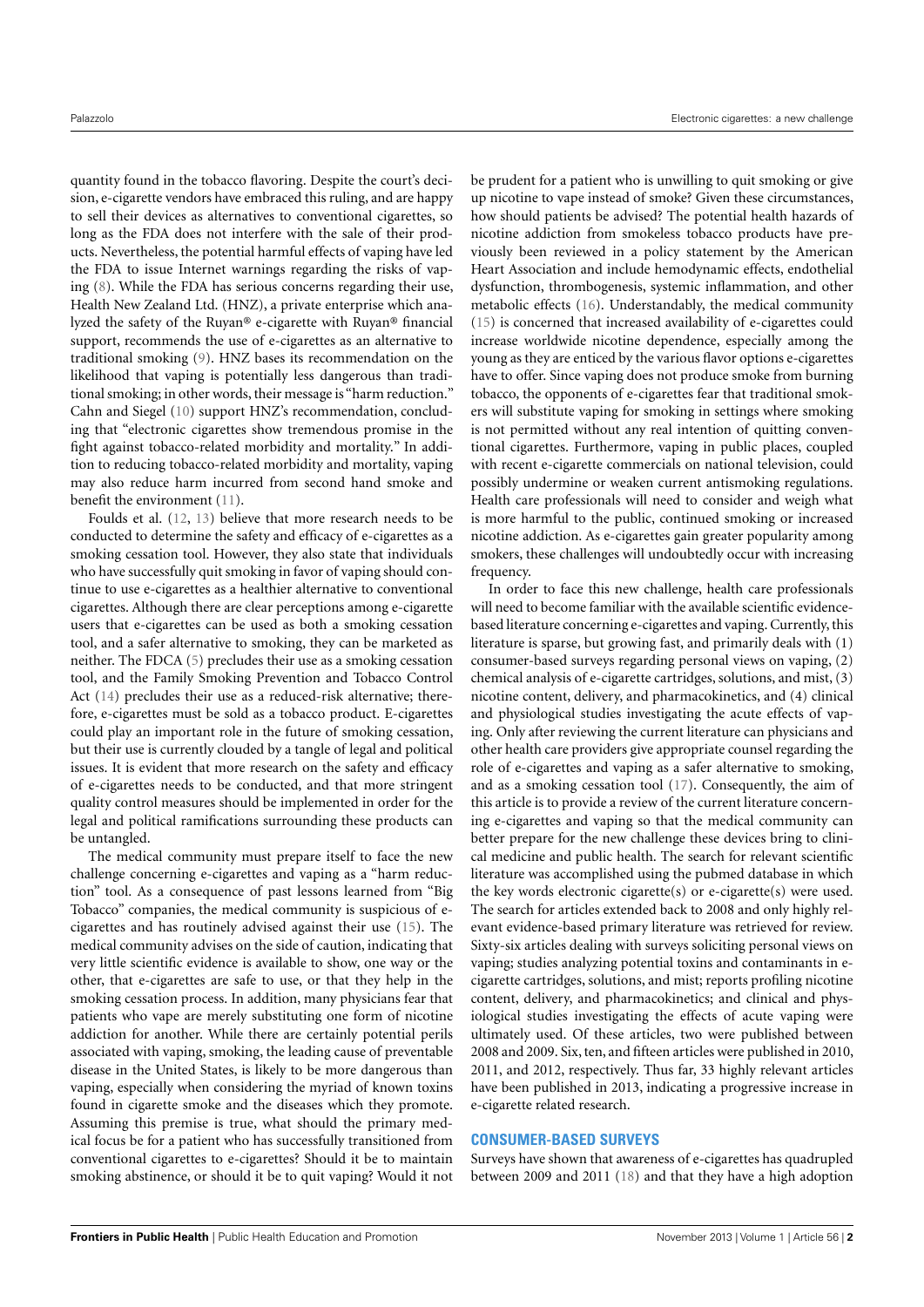quantity found in the tobacco flavoring. Despite the court's decision, e-cigarette vendors have embraced this ruling, and are happy to sell their devices as alternatives to conventional cigarettes, so long as the FDA does not interfere with the sale of their products. Nevertheless, the potential harmful effects of vaping have led the FDA to issue Internet warnings regarding the risks of vaping (8). While the FDA has serious concerns regarding their use, Health New Zealand Ltd. (HNZ), a private enterprise which analyzed the safety of the Ruyan® e-cigarette with Ruyan® financial support, recommends the use of e-cigarettes as an alternative to traditional smoking (9). HNZ bases its recommendation on the likelihood that vaping is potentially less dangerous than traditional smoking; in other words, their message is "harm reduction." Cahn and Siegel (10) support HNZ's recommendation, concluding that "electronic cigarettes show tremendous promise in the fight against tobacco-related morbidity and mortality." In addition to reducing tobacco-related morbidity and mortality, vaping may also reduce harm incurred from second hand smoke and benefit the environment (11).

Foulds et al. (12, 13) believe that more research needs to be conducted to determine the safety and efficacy of e-cigarettes as a smoking cessation tool. However, they also state that individuals who have successfully quit smoking in favor of vaping should continue to use e-cigarettes as a healthier alternative to conventional cigarettes. Although there are clear perceptions among e-cigarette users that e-cigarettes can be used as both a smoking cessation tool, and a safer alternative to smoking, they can be marketed as neither. The FDCA (5) precludes their use as a smoking cessation tool, and the Family Smoking Prevention and Tobacco Control Act (14) precludes their use as a reduced-risk alternative; therefore, e-cigarettes must be sold as a tobacco product. E-cigarettes could play an important role in the future of smoking cessation, but their use is currently clouded by a tangle of legal and political issues. It is evident that more research on the safety and efficacy of e-cigarettes needs to be conducted, and that more stringent quality control measures should be implemented in order for the legal and political ramifications surrounding these products can be untangled.

The medical community must prepare itself to face the new challenge concerning e-cigarettes and vaping as a "harm reduction" tool. As a consequence of past lessons learned from "Big Tobacco" companies, the medical community is suspicious of e-cigarettes and has routinely advised against their use (15). The medical community advises on the side of caution, indicating that very little scientific evidence is available to show, one way or the other, that e-cigarettes are safe to use, or that they help in the smoking cessation process. In addition, many physicians fear that patients who vape are merely substituting one form of nicotine addiction for another. While there are certainly potential perils associated with vaping, smoking, the leading cause of preventable disease in the United States, is likely to be more dangerous than vaping, especially when considering the myriad of known toxins found in cigarette smoke and the diseases which they promote. Assuming this premise is true, what should the primary medical focus be for a patient who has successfully transitioned from conventional cigarettes to e-cigarettes? Should it be to maintain smoking abstinence, or should it be to quit vaping? Would it not be prudent for a patient who is unwilling to quit smoking or give up nicotine to vape instead of smoke? Given these circumstances, how should patients be advised? The potential health hazards of nicotine addiction from smokeless tobacco products have previously been reviewed in a policy statement by the American Heart Association and include hemodynamic effects, endothelial dysfunction, thrombogenesis, systemic inflammation, and other metabolic effects (16). Understandably, the medical community (15) is concerned that increased availability of e-cigarettes could increase worldwide nicotine dependence, especially among the young as they are enticed by the various flavor options e-cigarettes have to offer. Since vaping does not produce smoke from burning tobacco, the opponents of e-cigarettes fear that traditional smokers will substitute vaping for smoking in settings where smoking is not permitted without any real intention of quitting conventional cigarettes. Furthermore, vaping in public places, coupled with recent e-cigarette commercials on national television, could possibly undermine or weaken current antismoking regulations. Health care professionals will need to consider and weigh what is more harmful to the public, continued smoking or increased nicotine addiction. As e-cigarettes gain greater popularity among smokers, these challenges will undoubtedly occur with increasing frequency.

In order to face this new challenge, health care professionals will need to become familiar with the available scientific evidence-based literature concerning e-cigarettes and vaping. Currently, this literature is sparse, but growing fast, and primarily deals with (1) consumer-based surveys regarding personal views on vaping, (2) chemical analysis of e-cigarette cartridges, solutions, and mist, (3) nicotine content, delivery, and pharmacokinetics, and (4) clinical and physiological studies investigating the acute effects of vaping. Only after reviewing the current literature can physicians and other health care providers give appropriate counsel regarding the role of e-cigarettes and vaping as a safer alternative to smoking, and as a smoking cessation tool (17). Consequently, the aim of this article is to provide a review of the current literature concerning e-cigarettes and vaping so that the medical community can better prepare for the new challenge these devices bring to clinical medicine and public health. The search for relevant scientific literature was accomplished using the pubmed database in which the key words electronic cigarette(s) or e-cigarette(s) were used. The search for articles extended back to 2008 and only highly relevant evidence-based primary literature was retrieved for review. Sixty-six articles dealing with surveys soliciting personal views on vaping; studies analyzing potential toxins and contaminants in e-cigarette cartridges, solutions, and mist; reports profiling nicotine content, delivery, and pharmacokinetics; and clinical and physiological studies investigating the effects of acute vaping were ultimately used. Of these articles, two were published between 2008 and 2009. Six, ten, and fifteen articles were published in 2010, 2011, and 2012, respectively. Thus far, 33 highly relevant articles have been published in 2013, indicating a progressive increase in e-cigarette related research.

## CONSUMER-BASED SURVEYS

Surveys have shown that awareness of e-cigarettes has quadrupled between 2009 and 2011 (18) and that they have a high adoption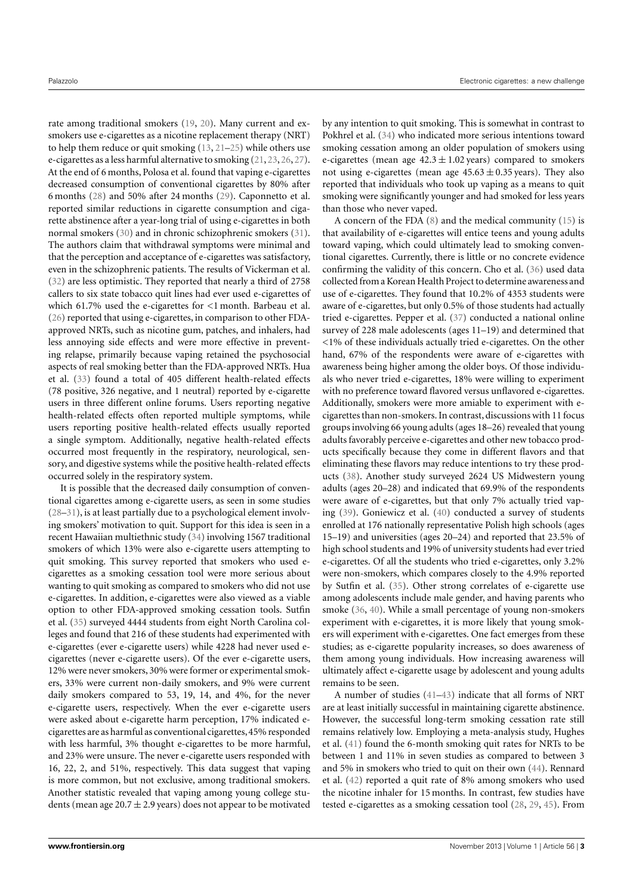rate among traditional smokers (19, 20). Many current and ex-smokers use e-cigarettes as a nicotine replacement therapy (NRT) to help them reduce or quit smoking (13, 21–25) while others use e-cigarettes as a less harmful alternative to smoking (21, 23, 26, 27). At the end of 6 months, Polosa et al. found that vaping e-cigarettes decreased consumption of conventional cigarettes by 80% after 6 months (28) and 50% after 24 months (29). Caponnetto et al. reported similar reductions in cigarette consumption and cigarette abstinence after a year-long trial of using e-cigarettes in both normal smokers (30) and in chronic schizophrenic smokers (31). The authors claim that withdrawal symptoms were minimal and that the perception and acceptance of e-cigarettes was satisfactory, even in the schizophrenic patients. The results of Vickerman et al. (32) are less optimistic. They reported that nearly a third of 2758 callers to six state tobacco quit lines had ever used e-cigarettes of which 61.7% used the e-cigarettes for <1 month. Barbeau et al. (26) reported that using e-cigarettes, in comparison to other FDA-approved NRTs, such as nicotine gum, patches, and inhalers, had less annoying side effects and were more effective in preventing relapse, primarily because vaping retained the psychosocial aspects of real smoking better than the FDA-approved NRTs. Hua et al. (33) found a total of 405 different health-related effects (78 positive, 326 negative, and 1 neutral) reported by e-cigarette users in three different online forums. Users reporting negative health-related effects often reported multiple symptoms, while users reporting positive health-related effects usually reported a single symptom. Additionally, negative health-related effects occurred most frequently in the respiratory, neurological, sensory, and digestive systems while the positive health-related effects occurred solely in the respiratory system.

It is possible that the decreased daily consumption of conventional cigarettes among e-cigarette users, as seen in some studies (28–31), is at least partially due to a psychological element involving smokers' motivation to quit. Support for this idea is seen in a recent Hawaiian multiethnic study (34) involving 1567 traditional smokers of which 13% were also e-cigarette users attempting to quit smoking. This survey reported that smokers who used e-cigarettes as a smoking cessation tool were more serious about wanting to quit smoking as compared to smokers who did not use e-cigarettes. In addition, e-cigarettes were also viewed as a viable option to other FDA-approved smoking cessation tools. Sutfin et al. (35) surveyed 4444 students from eight North Carolina colleges and found that 216 of these students had experimented with e-cigarettes (ever e-cigarette users) while 4228 had never used e-cigarettes (never e-cigarette users). Of the ever e-cigarette users, 12% were never smokers, 30% were former or experimental smokers, 33% were current non-daily smokers, and 9% were current daily smokers compared to 53, 19, 14, and 4%, for the never e-cigarette users, respectively. When the ever e-cigarette users were asked about e-cigarette harm perception, 17% indicated e-cigarettes are as harmful as conventional cigarettes, 45% responded with less harmful, 3% thought e-cigarettes to be more harmful, and 23% were unsure. The never e-cigarette users responded with 16, 22, 2, and 51%, respectively. This data suggest that vaping is more common, but not exclusive, among traditional smokers. Another statistic revealed that vaping among young college students (mean age $20.7 \pm 2.9$ years) does not appear to be motivated by any intention to quit smoking. This is somewhat in contrast to Pokhrel et al. (34) who indicated more serious intentions toward smoking cessation among an older population of smokers using e-cigarettes (mean age $42.3 \pm 1.02$ years) compared to smokers not using e-cigarettes (mean age $45.63 \pm 0.35$ years). They also reported that individuals who took up vaping as a means to quit smoking were significantly younger and had smoked for less years than those who never vaped.

A concern of the FDA (8) and the medical community (15) is that availability of e-cigarettes will entice teens and young adults toward vaping, which could ultimately lead to smoking conventional cigarettes. Currently, there is little or no concrete evidence confirming the validity of this concern. Cho et al. (36) used data collected from a Korean Health Project to determine awareness and use of e-cigarettes. They found that 10.2% of 4353 students were aware of e-cigarettes, but only 0.5% of those students had actually tried e-cigarettes. Pepper et al. (37) conducted a national online survey of 228 male adolescents (ages 11–19) and determined that <1% of these individuals actually tried e-cigarettes. On the other hand, 67% of the respondents were aware of e-cigarettes with awareness being higher among the older boys. Of those individuals who never tried e-cigarettes, 18% were willing to experiment with no preference toward flavored versus unflavored e-cigarettes. Additionally, smokers were more amiable to experiment with e-cigarettes than non-smokers. In contrast, discussions with 11 focus groups involving 66 young adults (ages 18–26) revealed that young adults favorably perceive e-cigarettes and other new tobacco products specifically because they come in different flavors and that eliminating these flavors may reduce intentions to try these products (38). Another study surveyed 2624 US Midwestern young adults (ages 20–28) and indicated that 69.9% of the respondents were aware of e-cigarettes, but that only 7% actually tried vaping (39). Goniewicz et al. (40) conducted a survey of students enrolled at 176 nationally representative Polish high schools (ages 15–19) and universities (ages 20–24) and reported that 23.5% of high school students and 19% of university students had ever tried e-cigarettes. Of all the students who tried e-cigarettes, only 3.2% were non-smokers, which compares closely to the 4.9% reported by Sutfin et al. (35). Other strong correlates of e-cigarette use among adolescents include male gender, and having parents who smoke (36, 40). While a small percentage of young non-smokers experiment with e-cigarettes, it is more likely that young smokers will experiment with e-cigarettes. One fact emerges from these studies; as e-cigarette popularity increases, so does awareness of them among young individuals. How increasing awareness will ultimately affect e-cigarette usage by adolescent and young adults remains to be seen.

A number of studies (41–43) indicate that all forms of NRT are at least initially successful in maintaining cigarette abstinence. However, the successful long-term smoking cessation rate still remains relatively low. Employing a meta-analysis study, Hughes et al. (41) found the 6-month smoking quit rates for NRTs to be between 1 and 11% in seven studies as compared to between 3 and 5% in smokers who tried to quit on their own (44). Rennard et al. (42) reported a quit rate of 8% among smokers who used the nicotine inhaler for 15 months. In contrast, few studies have tested e-cigarettes as a smoking cessation tool (28, 29, 45). From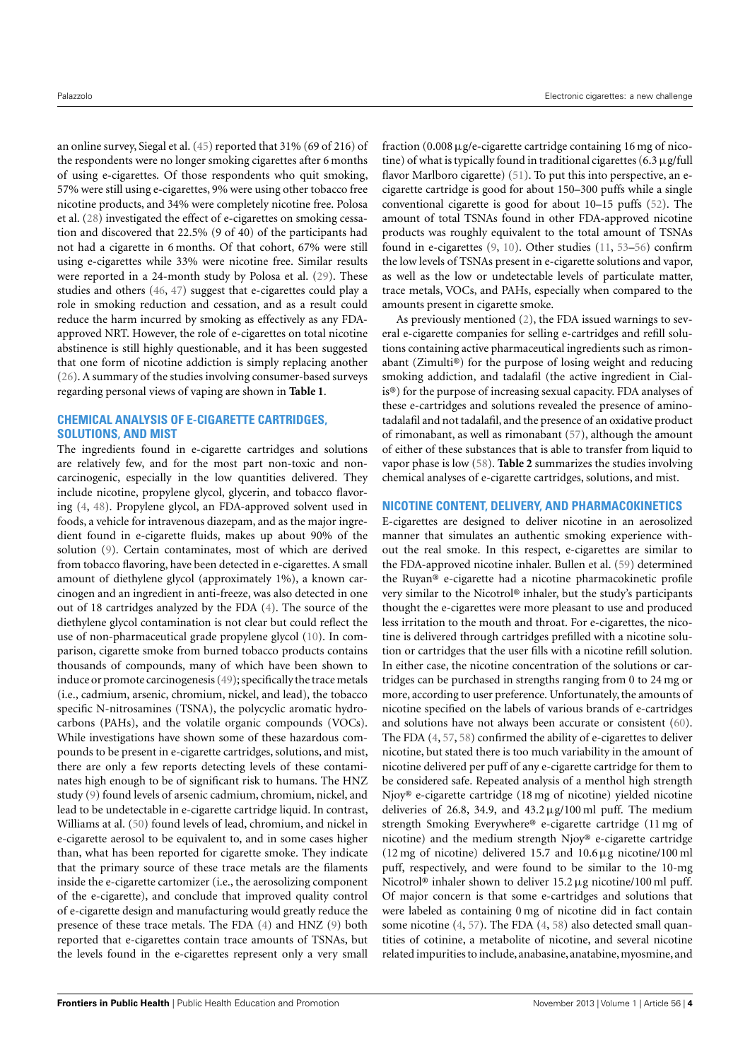an online survey, Siegal et al. (45) reported that 31% (69 of 216) of the respondents were no longer smoking cigarettes after 6 months of using e-cigarettes. Of those respondents who quit smoking, 57% were still using e-cigarettes, 9% were using other tobacco free nicotine products, and 34% were completely nicotine free. Polosa et al. (28) investigated the effect of e-cigarettes on smoking cessation and discovered that 22.5% (9 of 40) of the participants had not had a cigarette in 6 months. Of that cohort, 67% were still using e-cigarettes while 33% were nicotine free. Similar results were reported in a 24-month study by Polosa et al. (29). These studies and others (46, 47) suggest that e-cigarettes could play a role in smoking reduction and cessation, and as a result could reduce the harm incurred by smoking as effectively as any FDA-approved NRT. However, the role of e-cigarettes on total nicotine abstinence is still highly questionable, and it has been suggested that one form of nicotine addiction is simply replacing another (26). A summary of the studies involving consumer-based surveys regarding personal views of vaping are shown in **Table 1**.

## CHEMICAL ANALYSIS OF E-CIGARETTE CARTRIDGES, SOLUTIONS, AND MIST

The ingredients found in e-cigarette cartridges and solutions are relatively few, and for the most part non-toxic and non-carcinogenic, especially in the low quantities delivered. They include nicotine, propylene glycol, glycerin, and tobacco flavoring (4, 48). Propylene glycol, an FDA-approved solvent used in foods, a vehicle for intravenous diazepam, and as the major ingredient found in e-cigarette fluids, makes up about 90% of the solution (9). Certain contaminates, most of which are derived from tobacco flavoring, have been detected in e-cigarettes. A small amount of diethylene glycol (approximately 1%), a known carcinogen and an ingredient in anti-freeze, was also detected in one out of 18 cartridges analyzed by the FDA (4). The source of the diethylene glycol contamination is not clear but could reflect the use of non-pharmaceutical grade propylene glycol (10). In comparison, cigarette smoke from burned tobacco products contains thousands of compounds, many of which have been shown to induce or promote carcinogenesis (49); specifically the trace metals (i.e., cadmium, arsenic, chromium, nickel, and lead), the tobacco specific N-nitrosamines (TSNA), the polycyclic aromatic hydrocarbons (PAHs), and the volatile organic compounds (VOCs). While investigations have shown some of these hazardous compounds to be present in e-cigarette cartridges, solutions, and mist, there are only a few reports detecting levels of these contaminates high enough to be of significant risk to humans. The HNZ study (9) found levels of arsenic cadmium, chromium, nickel, and lead to be undetectable in e-cigarette cartridge liquid. In contrast, Williams at al. (50) found levels of lead, chromium, and nickel in e-cigarette aerosol to be equivalent to, and in some cases higher than, what has been reported for cigarette smoke. They indicate that the primary source of these trace metals are the filaments inside the e-cigarette cartomizer (i.e., the aerosolizing component of the e-cigarette), and conclude that improved quality control of e-cigarette design and manufacturing would greatly reduce the presence of these trace metals. The FDA (4) and HNZ (9) both reported that e-cigarettes contain trace amounts of TSNAs, but the levels found in the e-cigarettes represent only a very small fraction (0.008 μg/e-cigarette cartridge containing 16 mg of nicotine) of what is typically found in traditional cigarettes (6.3 μg/full flavor Marlboro cigarette) (51). To put this into perspective, an e-cigarette cartridge is good for about 150–300 puffs while a single conventional cigarette is good for about 10–15 puffs (52). The amount of total TSNAs found in other FDA-approved nicotine products was roughly equivalent to the total amount of TSNAs found in e-cigarettes (9, 10). Other studies (11, 53–56) confirm the low levels of TSNAs present in e-cigarette solutions and vapor, as well as the low or undetectable levels of particulate matter, trace metals, VOCs, or PAHs, especially when compared to the amounts present in cigarette smoke.

As previously mentioned (2), the FDA issued warnings to several e-cigarette companies for selling e-cartridges and refill solutions containing active pharmaceutical ingredients such as rimonabant (Zimulti®) for the purpose of losing weight and reducing smoking addiction, and tadalafil (the active ingredient in Cialis®) for the purpose of increasing sexual capacity. FDA analyses of these e-cartridges and solutions revealed the presence of amino-tadalafil and not tadalafil, and the presence of an oxidative product of rimonabant, as well as rimonabant (57), although the amount of either of these substances that is able to transfer from liquid to vapor phase is low (58). **Table 2** summarizes the studies involving chemical analyses of e-cigarette cartridges, solutions, and mist.

## NICOTINE CONTENT, DELIVERY, AND PHARMACOKINETICS

E-cigarettes are designed to deliver nicotine in an aerosolized manner that simulates an authentic smoking experience without the real smoke. In this respect, e-cigarettes are similar to the FDA-approved nicotine inhaler. Bullen et al. (59) determined the Ruyan® e-cigarette had a nicotine pharmacokinetic profile very similar to the Nicotrol® inhaler, but the study's participants thought the e-cigarettes were more pleasant to use and produced less irritation to the mouth and throat. For e-cigarettes, the nicotine is delivered through cartridges prefilled with a nicotine solution or cartridges that the user fills with a nicotine refill solution. In either case, the nicotine concentration of the solutions or cartridges can be purchased in strengths ranging from 0 to 24 mg or more, according to user preference. Unfortunately, the amounts of nicotine specified on the labels of various brands of e-cartridges and solutions have not always been accurate or consistent (60). The FDA (4, 57, 58) confirmed the ability of e-cigarettes to deliver nicotine, but stated there is too much variability in the amount of nicotine delivered per puff of any e-cigarette cartridge for them to be considered safe. Repeated analysis of a menthol high strength Njoy® e-cigarette cartridge (18 mg of nicotine) yielded nicotine deliveries of 26.8, 34.9, and 43.2 μg/100 ml puff. The medium strength Smoking Everywhere® e-cigarette cartridge (11 mg of nicotine) and the medium strength Njoy® e-cigarette cartridge (12 mg of nicotine) delivered 15.7 and 10.6 μg nicotine/100 ml puff, respectively, and were found to be similar to the 10-mg Nicotrol® inhaler shown to deliver 15.2 μg nicotine/100 ml puff. Of major concern is that some e-cartridges and solutions that were labeled as containing 0 mg of nicotine did in fact contain some nicotine (4, 57). The FDA (4, 58) also detected small quantities of cotinine, a metabolite of nicotine, and several nicotine related impurities to include, anabasine, anatabine, myosmine, and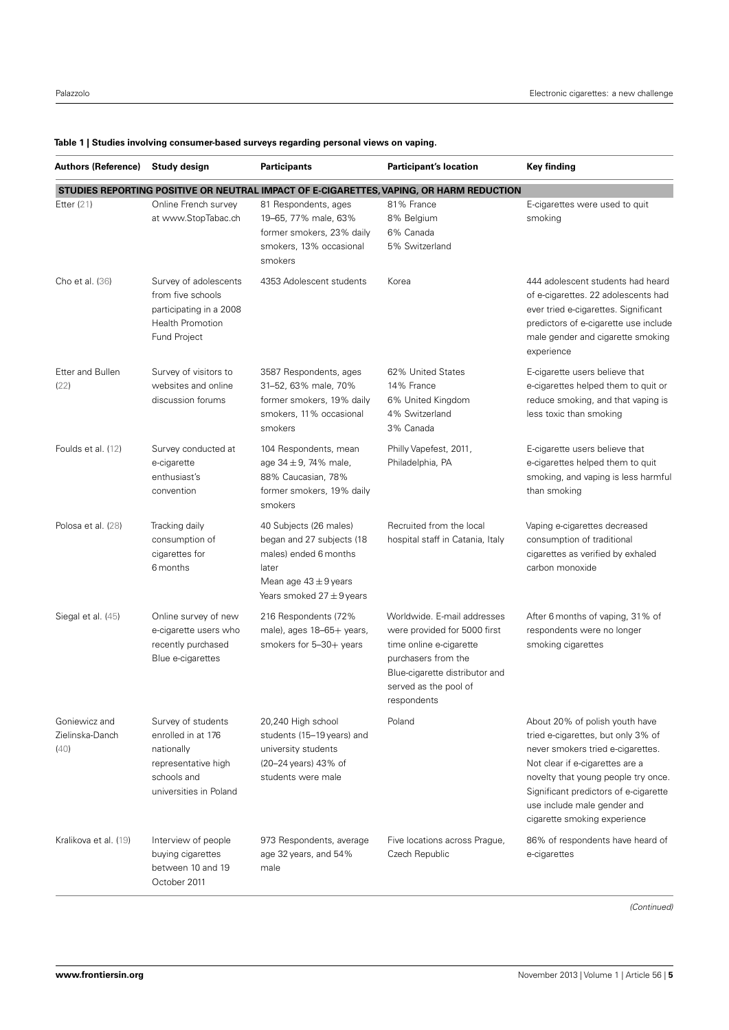**Table 1 | Studies involving consumer-based surveys regarding personal views on vaping.**

| Authors (Reference) | Study design | Participants | Participant's location | Key finding |
|---|---|---|---|---|
| **STUDIES REPORTING POSITIVE OR NEUTRAL IMPACT OF E-CIGARETTES, VAPING, OR HARM REDUCTION** | | | | |
| Etter (21) | Online French survey at www.StopTabac.ch | 81 Respondents, ages 19–65, 77% male, 63% former smokers, 23% daily smokers, 13% occasional smokers | 81% France<br>8% Belgium<br>6% Canada<br>5% Switzerland | E-cigarettes were used to quit smoking |
| Cho et al. (36) | Survey of adolescents from five schools participating in a 2008 Health Promotion Fund Project | 4353 Adolescent students | Korea | 444 adolescent students had heard of e-cigarettes. 22 adolescents had ever tried e-cigarettes. Significant predictors of e-cigarette use include male gender and cigarette smoking experience |
| Etter and Bullen (22) | Survey of visitors to websites and online discussion forums | 3587 Respondents, ages 31–52, 63% male, 70% former smokers, 19% daily smokers, 11% occasional smokers | 62% United States<br>14% France<br>6% United Kingdom<br>4% Switzerland<br>3% Canada | E-cigarette users believe that e-cigarettes helped them to quit or reduce smoking, and that vaping is less toxic than smoking |
| Foulds et al. (12) | Survey conducted at e-cigarette enthusiast's convention | 104 Respondents, mean age 34 ± 9, 74% male, 88% Caucasian, 78% former smokers, 19% daily smokers | Philly Vapefest, 2011, Philadelphia, PA | E-cigarette users believe that e-cigarettes helped them to quit smoking, and vaping is less harmful than smoking |
| Polosa et al. (28) | Tracking daily consumption of cigarettes for 6 months | 40 Subjects (26 males) began and 27 subjects (18 males) ended 6 months later<br>Mean age 43 ± 9 years<br>Years smoked 27 ± 9 years | Recruited from the local hospital staff in Catania, Italy | Vaping e-cigarettes decreased consumption of traditional cigarettes as verified by exhaled carbon monoxide |
| Siegal et al. (45) | Online survey of new e-cigarette users who recently purchased Blue e-cigarettes | 216 Respondents (72% male), ages 18–65+ years, smokers for 5–30+ years | Worldwide. E-mail addresses were provided for 5000 first time online e-cigarette purchasers from the Blue-cigarette distributor and served as the pool of respondents | After 6 months of vaping, 31% of respondents were no longer smoking cigarettes |
| Goniewicz and Zielinska-Danch (40) | Survey of students enrolled in at 176 nationally representative high schools and universities in Poland | 20,240 High school students (15–19 years) and university students (20–24 years) 43% of students were male | Poland | About 20% of polish youth have tried e-cigarettes, but only 3% of never smokers tried e-cigarettes. Not clear if e-cigarettes are a novelty that young people try once. Significant predictors of e-cigarette use include male gender and cigarette smoking experience |
| Kralikova et al. (19) | Interview of people buying cigarettes between 10 and 19 October 2011 | 973 Respondents, average age 32 years, and 54% male | Five locations across Prague, Czech Republic | 86% of respondents have heard of e-cigarettes |

*(Continued)*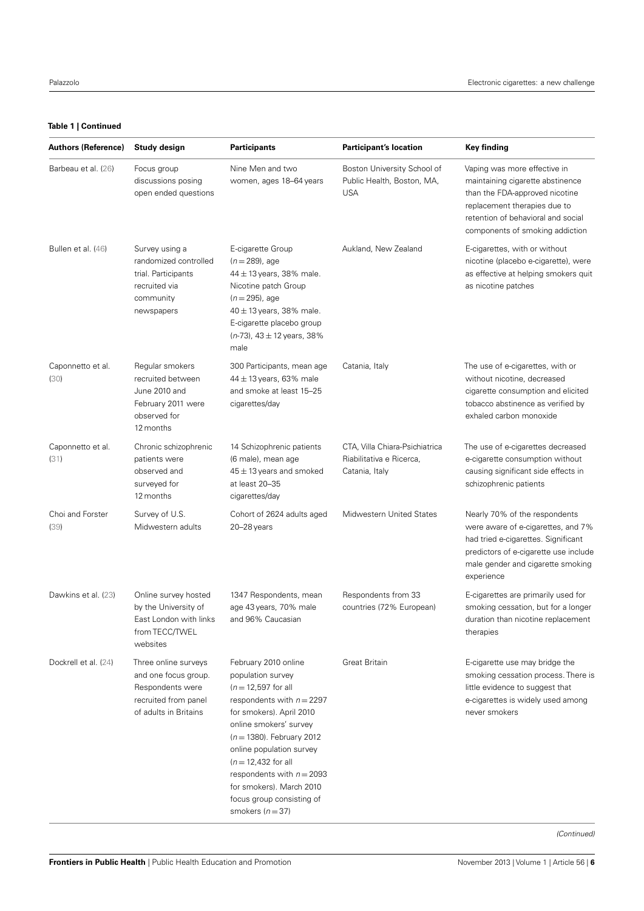**Table 1 | Continued**

| Authors (Reference) | Study design | Participants | Participant's location | Key finding |
|---|---|---|---|---|
| Barbeau et al. (26) | Focus group discussions posing open ended questions | Nine Men and two women, ages 18–64 years | Boston University School of Public Health, Boston, MA, USA | Vaping was more effective in maintaining cigarette abstinence than the FDA-approved nicotine replacement therapies due to retention of behavioral and social components of smoking addiction |
| Bullen et al. (46) | Survey using a randomized controlled trial. Participants recruited via community newspapers | E-cigarette Group ($n = 289$), age $44 \pm 13$ years, 38% male. Nicotine patch Group ($n = 295$), age $40 \pm 13$ years, 38% male. E-cigarette placebo group ($n$-73), $43 \pm 12$ years, 38% male | Aukland, New Zealand | E-cigarettes, with or without nicotine (placebo e-cigarette), were as effective at helping smokers quit as nicotine patches |
| Caponnetto et al. (30) | Regular smokers recruited between June 2010 and February 2011 were observed for 12 months | 300 Participants, mean age $44 \pm 13$ years, 63% male and smoke at least 15–25 cigarettes/day | Catania, Italy | The use of e-cigarettes, with or without nicotine, decreased cigarette consumption and elicited tobacco abstinence as verified by exhaled carbon monoxide |
| Caponnetto et al. (31) | Chronic schizophrenic patients were observed and surveyed for 12 months | 14 Schizophrenic patients (6 male), mean age $45 \pm 13$ years and smoked at least 20–35 cigarettes/day | CTA, Villa Chiara-Psichiatrica Riabilitativa e Ricerca, Catania, Italy | The use of e-cigarettes decreased e-cigarette consumption without causing significant side effects in schizophrenic patients |
| Choi and Forster (39) | Survey of U.S. Midwestern adults | Cohort of 2624 adults aged 20–28 years | Midwestern United States | Nearly 70% of the respondents were aware of e-cigarettes, and 7% had tried e-cigarettes. Significant predictors of e-cigarette use include male gender and cigarette smoking experience |
| Dawkins et al. (23) | Online survey hosted by the University of East London with links from TECC/TWEL websites | 1347 Respondents, mean age 43 years, 70% male and 96% Caucasian | Respondents from 33 countries (72% European) | E-cigarettes are primarily used for smoking cessation, but for a longer duration than nicotine replacement therapies |
| Dockrell et al. (24) | Three online surveys and one focus group. Respondents were recruited from panel of adults in Britains | February 2010 online population survey ($n = 12,597$ for all respondents with $n = 2297$ for smokers). April 2010 online smokers' survey ($n = 1380$). February 2012 online population survey ($n = 12,432$ for all respondents with $n = 2093$ for smokers). March 2010 focus group consisting of smokers ($n = 37$) | Great Britain | E-cigarette use may bridge the smoking cessation process. There is little evidence to suggest that e-cigarettes is widely used among never smokers |

*(Continued)*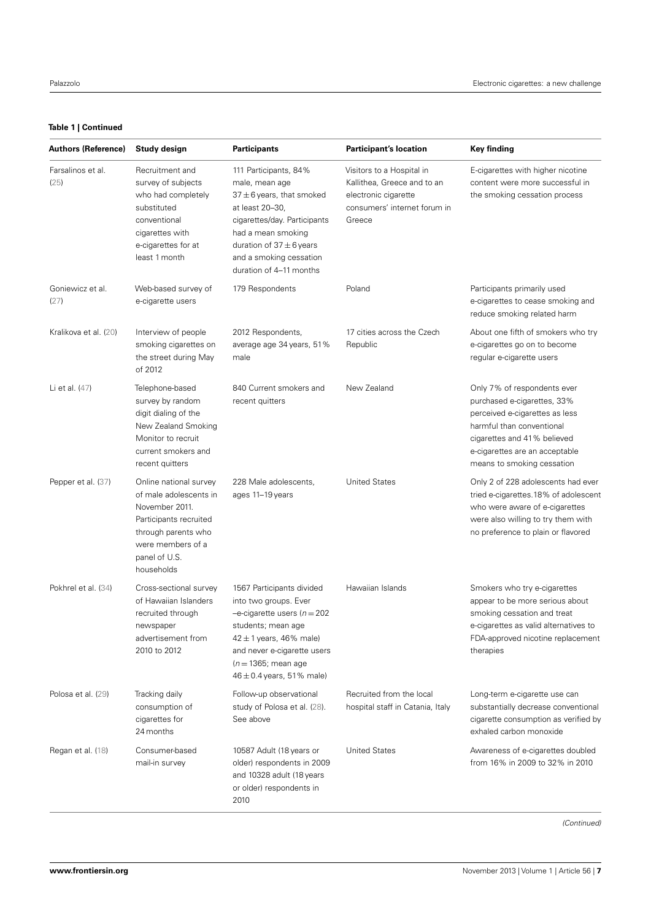**Table 1 | Continued**

| Authors (Reference) | Study design | Participants | Participant's location | Key finding |
|---|---|---|---|---|
| Farsalinos et al. (25) | Recruitment and survey of subjects who had completely substituted conventional cigarettes with e-cigarettes for at least 1 month | 111 Participants, 84% male, mean age 37 ± 6 years, that smoked at least 20–30, cigarettes/day. Participants had a mean smoking duration of 37 ± 6 years and a smoking cessation duration of 4–11 months | Visitors to a Hospital in Kallithea, Greece and to an electronic cigarette consumers' internet forum in Greece | E-cigarettes with higher nicotine content were more successful in the smoking cessation process |
| Goniewicz et al. (27) | Web-based survey of e-cigarette users | 179 Respondents | Poland | Participants primarily used e-cigarettes to cease smoking and reduce smoking related harm |
| Kralikova et al. (20) | Interview of people smoking cigarettes on the street during May of 2012 | 2012 Respondents, average age 34 years, 51% male | 17 cities across the Czech Republic | About one fifth of smokers who try e-cigarettes go on to become regular e-cigarette users |
| Li et al. (47) | Telephone-based survey by random digit dialing of the New Zealand Smoking Monitor to recruit current smokers and recent quitters | 840 Current smokers and recent quitters | New Zealand | Only 7% of respondents ever purchased e-cigarettes, 33% perceived e-cigarettes as less harmful than conventional cigarettes and 41% believed e-cigarettes are an acceptable means to smoking cessation |
| Pepper et al. (37) | Online national survey of male adolescents in November 2011. Participants recruited through parents who were members of a panel of U.S. households | 228 Male adolescents, ages 11–19 years | United States | Only 2 of 228 adolescents had ever tried e-cigarettes.18% of adolescent who were aware of e-cigarettes were also willing to try them with no preference to plain or flavored |
| Pokhrel et al. (34) | Cross-sectional survey of Hawaiian Islanders recruited through newspaper advertisement from 2010 to 2012 | 1567 Participants divided into two groups. Ever –e-cigarette users ($n = 202$ students; mean age 42 ± 1 years, 46% male) and never e-cigarette users ($n = 1365$; mean age 46 ± 0.4 years, 51% male) | Hawaiian Islands | Smokers who try e-cigarettes appear to be more serious about smoking cessation and treat e-cigarettes as valid alternatives to FDA-approved nicotine replacement therapies |
| Polosa et al. (29) | Tracking daily consumption of cigarettes for 24 months | Follow-up observational study of Polosa et al. (28). See above | Recruited from the local hospital staff in Catania, Italy | Long-term e-cigarette use can substantially decrease conventional cigarette consumption as verified by exhaled carbon monoxide |
| Regan et al. (18) | Consumer-based mail-in survey | 10587 Adult (18 years or older) respondents in 2009 and 10328 adult (18 years or older) respondents in 2010 | United States | Awareness of e-cigarettes doubled from 16% in 2009 to 32% in 2010 |

*(Continued)*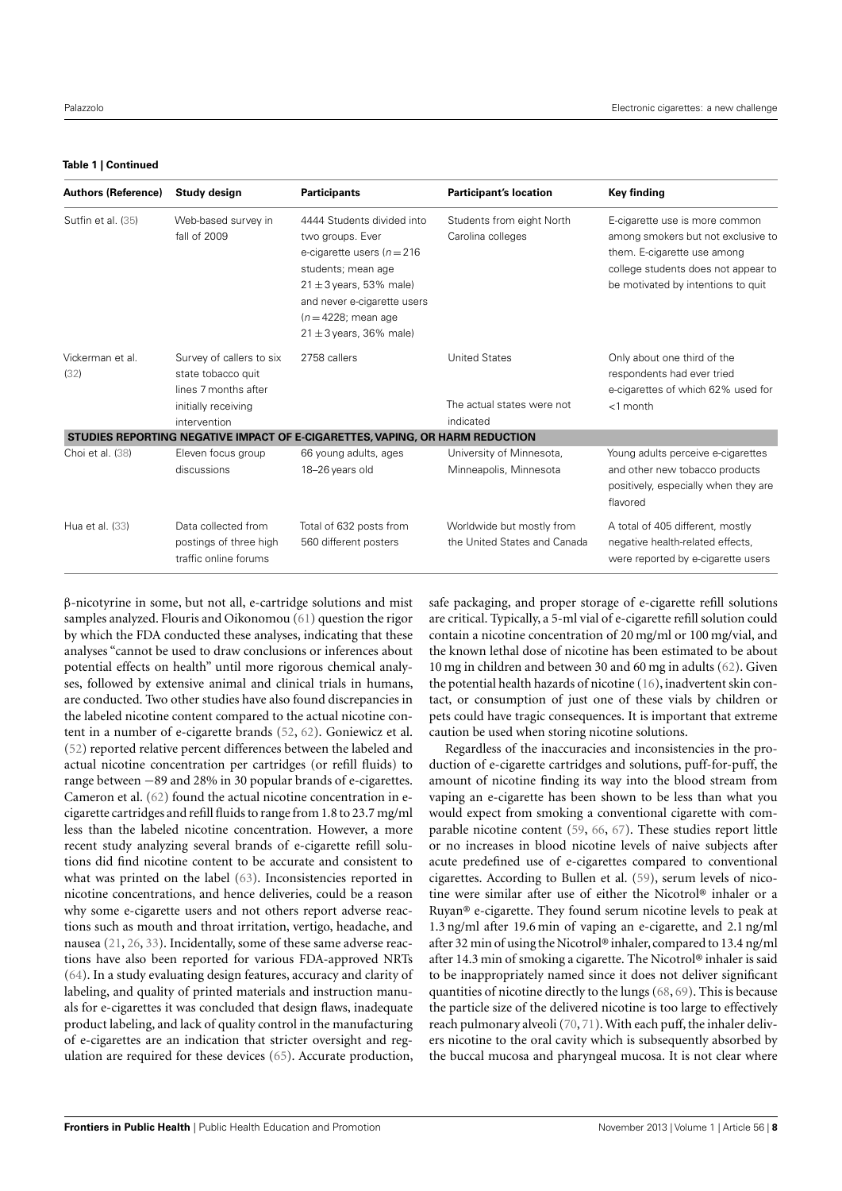**Table 1 | Continued**

| Authors (Reference) | Study design | Participants | Participant's location | Key finding |
|---|---|---|---|---|
| Sutfin et al. (35) | Web-based survey in fall of 2009 | 4444 Students divided into two groups. Ever e-cigarette users ($n = 216$ students; mean age $21 \pm 3$ years, 53% male) and never e-cigarette users ($n = 4228$; mean age $21 \pm 3$ years, 36% male) | Students from eight North Carolina colleges | E-cigarette use is more common among smokers but not exclusive to them. E-cigarette use among college students does not appear to be motivated by intentions to quit |
| Vickerman et al. (32) | Survey of callers to six state tobacco quit lines 7 months after initially receiving intervention | 2758 callers | United States<br><br>The actual states were not indicated | Only about one third of the respondents had ever tried e-cigarettes of which 62% used for <1 month |
| **STUDIES REPORTING NEGATIVE IMPACT OF E-CIGARETTES, VAPING, OR HARM REDUCTION** | | | | |
| Choi et al. (38) | Eleven focus group discussions | 66 young adults, ages 18–26 years old | University of Minnesota, Minneapolis, Minnesota | Young adults perceive e-cigarettes and other new tobacco products positively, especially when they are flavored |
| Hua et al. (33) | Data collected from postings of three high traffic online forums | Total of 632 posts from 560 different posters | Worldwide but mostly from the United States and Canada | A total of 405 different, mostly negative health-related effects, were reported by e-cigarette users |

β-nicotyrine in some, but not all, e-cartridge solutions and mist samples analyzed. Flouris and Oikonomou (61) question the rigor by which the FDA conducted these analyses, indicating that these analyses "cannot be used to draw conclusions or inferences about potential effects on health" until more rigorous chemical analyses, followed by extensive animal and clinical trials in humans, are conducted. Two other studies have also found discrepancies in the labeled nicotine content compared to the actual nicotine content in a number of e-cigarette brands (52, 62). Goniewicz et al. (52) reported relative percent differences between the labeled and actual nicotine concentration per cartridges (or refill fluids) to range between −89 and 28% in 30 popular brands of e-cigarettes. Cameron et al. (62) found the actual nicotine concentration in e-cigarette cartridges and refill fluids to range from 1.8 to 23.7 mg/ml less than the labeled nicotine concentration. However, a more recent study analyzing several brands of e-cigarette refill solutions did find nicotine content to be accurate and consistent to what was printed on the label (63). Inconsistencies reported in nicotine concentrations, and hence deliveries, could be a reason why some e-cigarette users and not others report adverse reactions such as mouth and throat irritation, vertigo, headache, and nausea (21, 26, 33). Incidentally, some of these same adverse reactions have also been reported for various FDA-approved NRTs (64). In a study evaluating design features, accuracy and clarity of labeling, and quality of printed materials and instruction manuals for e-cigarettes it was concluded that design flaws, inadequate product labeling, and lack of quality control in the manufacturing of e-cigarettes are an indication that stricter oversight and regulation are required for these devices (65). Accurate production, safe packaging, and proper storage of e-cigarette refill solutions are critical. Typically, a 5-ml vial of e-cigarette refill solution could contain a nicotine concentration of 20 mg/ml or 100 mg/vial, and the known lethal dose of nicotine has been estimated to be about 10 mg in children and between 30 and 60 mg in adults (62). Given the potential health hazards of nicotine (16), inadvertent skin contact, or consumption of just one of these vials by children or pets could have tragic consequences. It is important that extreme caution be used when storing nicotine solutions.

Regardless of the inaccuracies and inconsistencies in the production of e-cigarette cartridges and solutions, puff-for-puff, the amount of nicotine finding its way into the blood stream from vaping an e-cigarette has been shown to be less than what you would expect from smoking a conventional cigarette with comparable nicotine content (59, 66, 67). These studies report little or no increases in blood nicotine levels of naive subjects after acute predefined use of e-cigarettes compared to conventional cigarettes. According to Bullen et al. (59), serum levels of nicotine were similar after use of either the Nicotrol® inhaler or a Ruyan® e-cigarette. They found serum nicotine levels to peak at 1.3 ng/ml after 19.6 min of vaping an e-cigarette, and 2.1 ng/ml after 32 min of using the Nicotrol® inhaler, compared to 13.4 ng/ml after 14.3 min of smoking a cigarette. The Nicotrol® inhaler is said to be inappropriately named since it does not deliver significant quantities of nicotine directly to the lungs (68, 69). This is because the particle size of the delivered nicotine is too large to effectively reach pulmonary alveoli (70, 71). With each puff, the inhaler delivers nicotine to the oral cavity which is subsequently absorbed by the buccal mucosa and pharyngeal mucosa. It is not clear where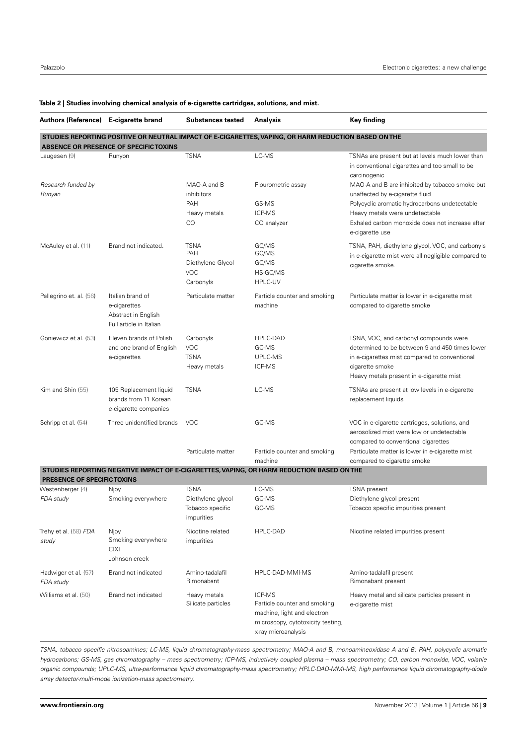**Table 2 | Studies involving chemical analysis of e-cigarette cartridges, solutions, and mist.**

| Authors (Reference) | E-cigarette brand | Substances tested | Analysis | Key finding |
|---|---|---|---|---|
| **STUDIES REPORTING POSITIVE OR NEUTRAL IMPACT OF E-CIGARETTES, VAPING, OR HARM REDUCTION BASED ON THE ABSENCE OR PRESENCE OF SPECIFIC TOXINS** | | | | |
| Laugesen (9) | Runyon | TSNA | LC-MS | TSNAs are present but at levels much lower than in conventional cigarettes and too small to be carcinogenic |
| *Research funded by Runyan* | | MAO-A and B inhibitors | Flourometric assay | MAO-A and B are inhibited by tobacco smoke but unaffected by e-cigarette fluid |
| | | PAH | GS-MS | Polycyclic aromatic hydrocarbons undetectable |
| | | Heavy metals | ICP-MS | Heavy metals were undetectable |
| | | CO | CO analyzer | Exhaled carbon monoxide does not increase after e-cigarette use |
| McAuley et al. (11) | Brand not indicated. | TSNA<br>PAH<br>Diethylene Glycol<br>VOC<br>Carbonyls | GC/MS<br>GC/MS<br>GC/MS<br>HS-GC/MS<br>HPLC-UV | TSNA, PAH, diethylene glycol, VOC, and carbonyls in e-cigarette mist were all negligible compared to cigarette smoke. |
| Pellegrino et. al. (56) | Italian brand of e-cigarettes<br>Abstract in English<br>Full article in Italian | Particulate matter | Particle counter and smoking machine | Particulate matter is lower in e-cigarette mist compared to cigarette smoke |
| Goniewicz et al. (53) | Eleven brands of Polish and one brand of English e-cigarettes | Carbonyls<br>VOC<br>TSNA<br>Heavy metals | HPLC-DAD<br>GC-MS<br>UPLC-MS<br>ICP-MS | TSNA, VOC, and carbonyl compounds were determined to be between 9 and 450 times lower in e-cigarettes mist compared to conventional cigarette smoke<br>Heavy metals present in e-cigarette mist |
| Kim and Shin (55) | 105 Replacement liquid brands from 11 Korean e-cigarette companies | TSNA | LC-MS | TSNAs are present at low levels in e-cigarette replacement liquids |
| Schripp et al. (54) | Three unidentified brands | VOC | GC-MS | VOC in e-cigarette cartridges, solutions, and aerosolized mist were low or undetectable compared to conventional cigarettes |
| | | Particulate matter | Particle counter and smoking machine | Particulate matter is lower in e-cigarette mist compared to cigarette smoke |
| **STUDIES REPORTING NEGATIVE IMPACT OF E-CIGARETTES, VAPING, OR HARM REDUCTION BASED ON THE PRESENCE OF SPECIFIC TOXINS** | | | | |
| Westenberger (4)<br>*FDA study* | Njoy<br>Smoking everywhere | TSNA<br>Diethylene glycol<br>Tobacco specific impurities | LC-MS<br>GC-MS<br>GC-MS | TSNA present<br>Diethylene glycol present<br>Tobacco specific impurities present |
| Trehy et al. (58) *FDA study* | Njoy<br>Smoking everywhere<br>CIXI<br>Johnson creek | Nicotine related impurities | HPLC-DAD | Nicotine related impurities present |
| Hadwiger et al. (57)<br>*FDA study* | Brand not indicated | Amino-tadalafil<br>Rimonabant | HPLC-DAD-MMI-MS | Amino-tadalafil present<br>Rimonabant present |
| Williams et al. (50) | Brand not indicated | Heavy metals<br>Silicate particles | ICP-MS<br>Particle counter and smoking machine, light and electron microscopy, cytotoxicity testing, x-ray microanalysis | Heavy metal and silicate particles present in e-cigarette mist |

*TSNA, tobacco specific nitrosoamines; LC-MS, liquid chromatography-mass spectrometry; MAO-A and B, monoamineoxidase A and B; PAH, polycyclic aromatic hydrocarbons; GS-MS, gas chromatography – mass spectrometry; ICP-MS, inductively coupled plasma – mass spectrometry; CO, carbon monoxide, VOC, volatile organic compounds; UPLC-MS, ultra-performance liquid chromatography-mass spectrometry; HPLC-DAD-MMI-MS, high performance liquid chromatography-diode array detector-multi-mode ionization-mass spectrometry.*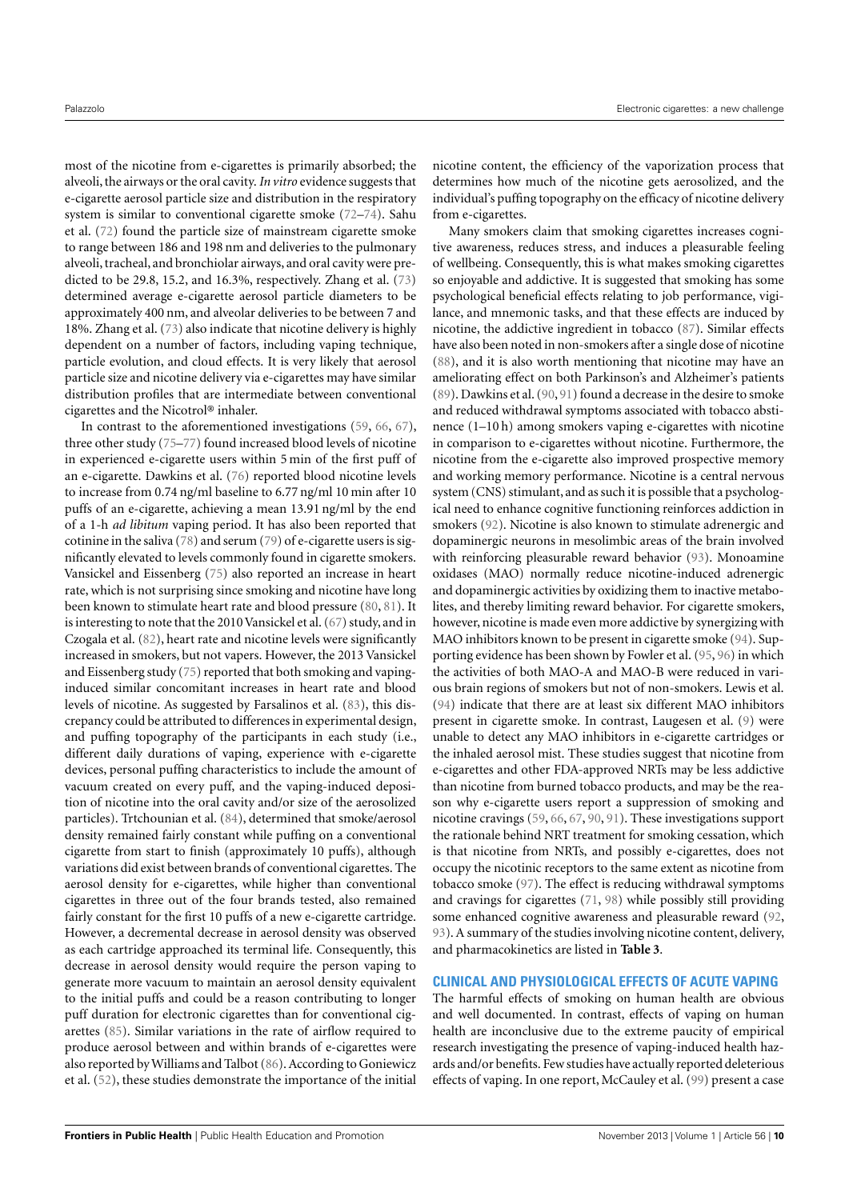most of the nicotine from e-cigarettes is primarily absorbed; the alveoli, the airways or the oral cavity. *In vitro* evidence suggests that e-cigarette aerosol particle size and distribution in the respiratory system is similar to conventional cigarette smoke (72–74). Sahu et al. (72) found the particle size of mainstream cigarette smoke to range between 186 and 198 nm and deliveries to the pulmonary alveoli, tracheal, and bronchiolar airways, and oral cavity were predicted to be 29.8, 15.2, and 16.3%, respectively. Zhang et al. (73) determined average e-cigarette aerosol particle diameters to be approximately 400 nm, and alveolar deliveries to be between 7 and 18%. Zhang et al. (73) also indicate that nicotine delivery is highly dependent on a number of factors, including vaping technique, particle evolution, and cloud effects. It is very likely that aerosol particle size and nicotine delivery via e-cigarettes may have similar distribution profiles that are intermediate between conventional cigarettes and the Nicotrol® inhaler.

In contrast to the aforementioned investigations (59, 66, 67), three other study (75–77) found increased blood levels of nicotine in experienced e-cigarette users within 5 min of the first puff of an e-cigarette. Dawkins et al. (76) reported blood nicotine levels to increase from 0.74 ng/ml baseline to 6.77 ng/ml 10 min after 10 puffs of an e-cigarette, achieving a mean 13.91 ng/ml by the end of a 1-h *ad libitum* vaping period. It has also been reported that cotinine in the saliva (78) and serum (79) of e-cigarette users is significantly elevated to levels commonly found in cigarette smokers. Vansickel and Eissenberg (75) also reported an increase in heart rate, which is not surprising since smoking and nicotine have long been known to stimulate heart rate and blood pressure (80, 81). It is interesting to note that the 2010 Vansickel et al. (67) study, and in Czogala et al. (82), heart rate and nicotine levels were significantly increased in smokers, but not vapers. However, the 2013 Vansickel and Eissenberg study (75) reported that both smoking and vaping-induced similar concomitant increases in heart rate and blood levels of nicotine. As suggested by Farsalinos et al. (83), this discrepancy could be attributed to differences in experimental design, and puffing topography of the participants in each study (i.e., different daily durations of vaping, experience with e-cigarette devices, personal puffing characteristics to include the amount of vacuum created on every puff, and the vaping-induced deposition of nicotine into the oral cavity and/or size of the aerosolized particles). Trtchounian et al. (84), determined that smoke/aerosol density remained fairly constant while puffing on a conventional cigarette from start to finish (approximately 10 puffs), although variations did exist between brands of conventional cigarettes. The aerosol density for e-cigarettes, while higher than conventional cigarettes in three out of the four brands tested, also remained fairly constant for the first 10 puffs of a new e-cigarette cartridge. However, a decremental decrease in aerosol density was observed as each cartridge approached its terminal life. Consequently, this decrease in aerosol density would require the person vaping to generate more vacuum to maintain an aerosol density equivalent to the initial puffs and could be a reason contributing to longer puff duration for electronic cigarettes than for conventional cigarettes (85). Similar variations in the rate of airflow required to produce aerosol between and within brands of e-cigarettes were also reported by Williams and Talbot (86). According to Goniewicz et al. (52), these studies demonstrate the importance of the initial nicotine content, the efficiency of the vaporization process that determines how much of the nicotine gets aerosolized, and the individual's puffing topography on the efficacy of nicotine delivery from e-cigarettes.

Many smokers claim that smoking cigarettes increases cognitive awareness, reduces stress, and induces a pleasurable feeling of wellbeing. Consequently, this is what makes smoking cigarettes so enjoyable and addictive. It is suggested that smoking has some psychological beneficial effects relating to job performance, vigilance, and mnemonic tasks, and that these effects are induced by nicotine, the addictive ingredient in tobacco (87). Similar effects have also been noted in non-smokers after a single dose of nicotine (88), and it is also worth mentioning that nicotine may have an ameliorating effect on both Parkinson's and Alzheimer's patients (89). Dawkins et al. (90, 91) found a decrease in the desire to smoke and reduced withdrawal symptoms associated with tobacco abstinence (1–10 h) among smokers vaping e-cigarettes with nicotine in comparison to e-cigarettes without nicotine. Furthermore, the nicotine from the e-cigarette also improved prospective memory and working memory performance. Nicotine is a central nervous system (CNS) stimulant, and as such it is possible that a psychological need to enhance cognitive functioning reinforces addiction in smokers (92). Nicotine is also known to stimulate adrenergic and dopaminergic neurons in mesolimbic areas of the brain involved with reinforcing pleasurable reward behavior (93). Monoamine oxidases (MAO) normally reduce nicotine-induced adrenergic and dopaminergic activities by oxidizing them to inactive metabolites, and thereby limiting reward behavior. For cigarette smokers, however, nicotine is made even more addictive by synergizing with MAO inhibitors known to be present in cigarette smoke (94). Supporting evidence has been shown by Fowler et al. (95, 96) in which the activities of both MAO-A and MAO-B were reduced in various brain regions of smokers but not of non-smokers. Lewis et al. (94) indicate that there are at least six different MAO inhibitors present in cigarette smoke. In contrast, Laugesen et al. (9) were unable to detect any MAO inhibitors in e-cigarette cartridges or the inhaled aerosol mist. These studies suggest that nicotine from e-cigarettes and other FDA-approved NRTs may be less addictive than nicotine from burned tobacco products, and may be the reason why e-cigarette users report a suppression of smoking and nicotine cravings (59, 66, 67, 90, 91). These investigations support the rationale behind NRT treatment for smoking cessation, which is that nicotine from NRTs, and possibly e-cigarettes, does not occupy the nicotinic receptors to the same extent as nicotine from tobacco smoke (97). The effect is reducing withdrawal symptoms and cravings for cigarettes (71, 98) while possibly still providing some enhanced cognitive awareness and pleasurable reward (92, 93). A summary of the studies involving nicotine content, delivery, and pharmacokinetics are listed in **Table 3**.

## CLINICAL AND PHYSIOLOGICAL EFFECTS OF ACUTE VAPING

The harmful effects of smoking on human health are obvious and well documented. In contrast, effects of vaping on human health are inconclusive due to the extreme paucity of empirical research investigating the presence of vaping-induced health hazards and/or benefits. Few studies have actually reported deleterious effects of vaping. In one report, McCauley et al. (99) present a case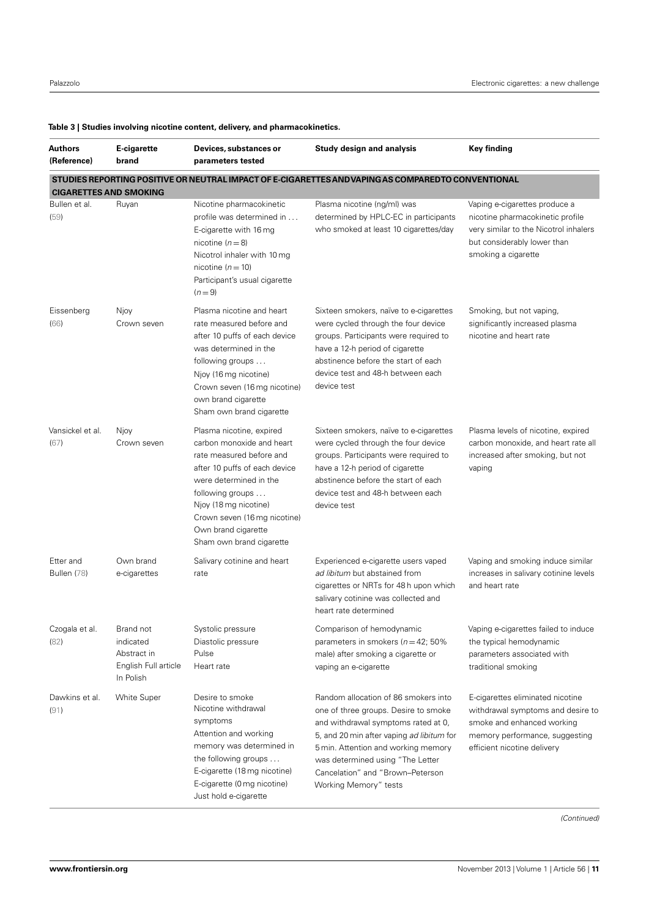**Table 3 | Studies involving nicotine content, delivery, and pharmacokinetics.**

| Authors (Reference) | E-cigarette brand | Devices, substances or parameters tested | Study design and analysis | Key finding |
|---|---|---|---|---|
| **STUDIES REPORTING POSITIVE OR NEUTRAL IMPACT OF E-CIGARETTES AND VAPING AS COMPARED TO CONVENTIONAL CIGARETTES AND SMOKING** | | | | |
| Bullen et al. (59) | Ruyan | Nicotine pharmacokinetic profile was determined in … E-cigarette with 16 mg nicotine ($n = 8$) Nicotrol inhaler with 10 mg nicotine ($n = 10$) Participant's usual cigarette ($n = 9$) | Plasma nicotine (ng/ml) was determined by HPLC-EC in participants who smoked at least 10 cigarettes/day | Vaping e-cigarettes produce a nicotine pharmacokinetic profile very similar to the Nicotrol inhalers but considerably lower than smoking a cigarette |
| Eissenberg (66) | Njoy Crown seven | Plasma nicotine and heart rate measured before and after 10 puffs of each device was determined in the following groups … Njoy (16 mg nicotine) Crown seven (16 mg nicotine) own brand cigarette Sham own brand cigarette | Sixteen smokers, naïve to e-cigarettes were cycled through the four device groups. Participants were required to have a 12-h period of cigarette abstinence before the start of each device test and 48-h between each device test | Smoking, but not vaping, significantly increased plasma nicotine and heart rate |
| Vansickel et al. (67) | Njoy Crown seven | Plasma nicotine, expired carbon monoxide and heart rate measured before and after 10 puffs of each device were determined in the following groups … Njoy (18 mg nicotine) Crown seven (16 mg nicotine) Own brand cigarette Sham own brand cigarette | Sixteen smokers, naïve to e-cigarettes were cycled through the four device groups. Participants were required to have a 12-h period of cigarette abstinence before the start of each device test and 48-h between each device test | Plasma levels of nicotine, expired carbon monoxide, and heart rate all increased after smoking, but not vaping |
| Etter and Bullen (78) | Own brand e-cigarettes | Salivary cotinine and heart rate | Experienced e-cigarette users vaped *ad libitum* but abstained from cigarettes or NRTs for 48 h upon which salivary cotinine was collected and heart rate determined | Vaping and smoking induce similar increases in salivary cotinine levels and heart rate |
| Czogala et al. (82) | Brand not indicated Abstract in English Full article In Polish | Systolic pressure Diastolic pressure Pulse Heart rate | Comparison of hemodynamic parameters in smokers ($n = 42$; 50% male) after smoking a cigarette or vaping an e-cigarette | Vaping e-cigarettes failed to induce the typical hemodynamic parameters associated with traditional smoking |
| Dawkins et al. (91) | White Super | Desire to smoke Nicotine withdrawal symptoms Attention and working memory was determined in the following groups … E-cigarette (18 mg nicotine) E-cigarette (0 mg nicotine) Just hold e-cigarette | Random allocation of 86 smokers into one of three groups. Desire to smoke and withdrawal symptoms rated at 0, 5, and 20 min after vaping *ad libitum* for 5 min. Attention and working memory was determined using "The Letter Cancelation" and "Brown–Peterson Working Memory" tests | E-cigarettes eliminated nicotine withdrawal symptoms and desire to smoke and enhanced working memory performance, suggesting efficient nicotine delivery |

*(Continued)*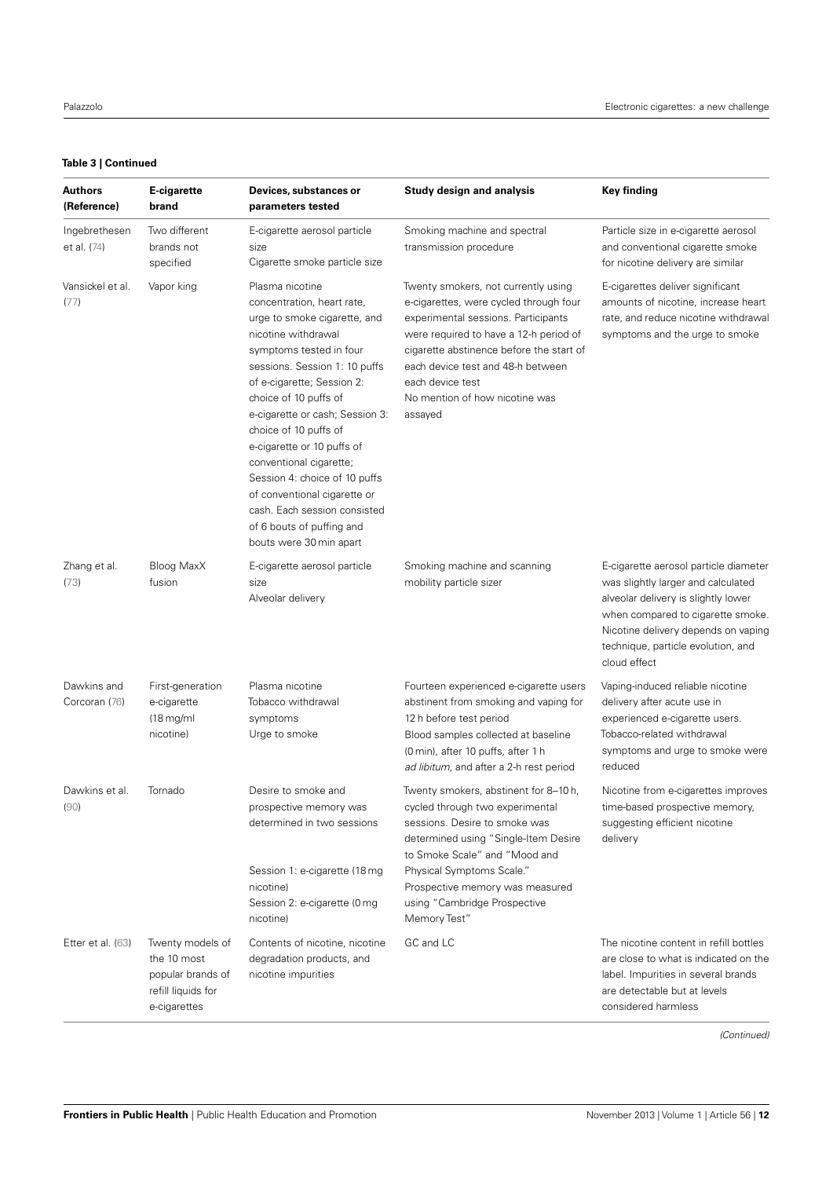**Table 3 | Continued**

| Authors (Reference) | E-cigarette brand | Devices, substances or parameters tested | Study design and analysis | Key finding |
|---|---|---|---|---|
| Ingebrethesen et al. (74) | Two different brands not specified | E-cigarette aerosol particle size<br>Cigarette smoke particle size | Smoking machine and spectral transmission procedure | Particle size in e-cigarette aerosol and conventional cigarette smoke for nicotine delivery are similar |
| Vansickel et al. (77) | Vapor king | Plasma nicotine concentration, heart rate, urge to smoke cigarette, and nicotine withdrawal symptoms tested in four sessions. Session 1: 10 puffs of e-cigarette; Session 2: choice of 10 puffs of e-cigarette or cash; Session 3: choice of 10 puffs of e-cigarette or 10 puffs of conventional cigarette; Session 4: choice of 10 puffs of conventional cigarette or cash. Each session consisted of 6 bouts of puffing and bouts were 30 min apart | Twenty smokers, not currently using e-cigarettes, were cycled through four experimental sessions. Participants were required to have a 12-h period of cigarette abstinence before the start of each device test and 48-h between each device test<br>No mention of how nicotine was assayed | E-cigarettes deliver significant amounts of nicotine, increase heart rate, and reduce nicotine withdrawal symptoms and the urge to smoke |
| Zhang et al. (73) | Bloog MaxX fusion | E-cigarette aerosol particle size<br>Alveolar delivery | Smoking machine and scanning mobility particle sizer | E-cigarette aerosol particle diameter was slightly larger and calculated alveolar delivery is slightly lower when compared to cigarette smoke. Nicotine delivery depends on vaping technique, particle evolution, and cloud effect |
| Dawkins and Corcoran (76) | First-generation e-cigarette (18 mg/ml nicotine) | Plasma nicotine<br>Tobacco withdrawal symptoms<br>Urge to smoke | Fourteen experienced e-cigarette users abstinent from smoking and vaping for 12 h before test period<br>Blood samples collected at baseline (0 min), after 10 puffs, after 1 h *ad libitum*, and after a 2-h rest period | Vaping-induced reliable nicotine delivery after acute use in experienced e-cigarette users. Tobacco-related withdrawal symptoms and urge to smoke were reduced |
| Dawkins et al. (90) | Tornado | Desire to smoke and prospective memory was determined in two sessions<br><br>Session 1: e-cigarette (18 mg nicotine)<br>Session 2: e-cigarette (0 mg nicotine) | Twenty smokers, abstinent for 8–10 h, cycled through two experimental sessions. Desire to smoke was determined using "Single-Item Desire to Smoke Scale" and "Mood and Physical Symptoms Scale."<br>Prospective memory was measured using "Cambridge Prospective Memory Test" | Nicotine from e-cigarettes improves time-based prospective memory, suggesting efficient nicotine delivery |
| Etter et al. (63) | Twenty models of the 10 most popular brands of refill liquids for e-cigarettes | Contents of nicotine, nicotine degradation products, and nicotine impurities | GC and LC | The nicotine content in refill bottles are close to what is indicated on the label. Impurities in several brands are detectable but at levels considered harmless |

*(Continued)*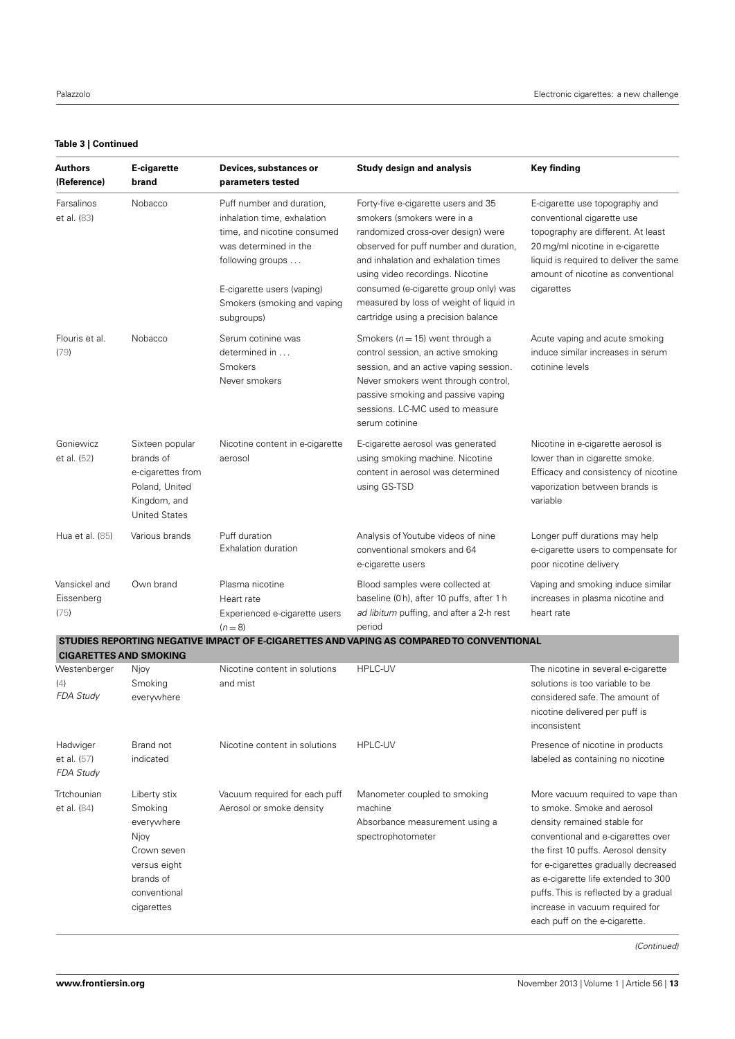**Table 3 | Continued**

| Authors (Reference) | E-cigarette brand | Devices, substances or parameters tested | Study design and analysis | Key finding |
|---|---|---|---|---|
| Farsalinos et al. (83) | Nobacco | Puff number and duration, inhalation time, exhalation time, and nicotine consumed was determined in the following groups …<br><br>E-cigarette users (vaping)<br>Smokers (smoking and vaping subgroups) | Forty-five e-cigarette users and 35 smokers (smokers were in a randomized cross-over design) were observed for puff number and duration, and inhalation and exhalation times using video recordings. Nicotine consumed (e-cigarette group only) was measured by loss of weight of liquid in cartridge using a precision balance | E-cigarette use topography and conventional cigarette use topography are different. At least 20 mg/ml nicotine in e-cigarette liquid is required to deliver the same amount of nicotine as conventional cigarettes |
| Flouris et al. (79) | Nobacco | Serum cotinine was determined in …<br>Smokers<br>Never smokers | Smokers ($n = 15$) went through a control session, an active smoking session, and an active vaping session. Never smokers went through control, passive smoking and passive vaping sessions. LC-MC used to measure serum cotinine | Acute vaping and acute smoking induce similar increases in serum cotinine levels |
| Goniewicz et al. (52) | Sixteen popular brands of e-cigarettes from Poland, United Kingdom, and United States | Nicotine content in e-cigarette aerosol | E-cigarette aerosol was generated using smoking machine. Nicotine content in aerosol was determined using GS-TSD | Nicotine in e-cigarette aerosol is lower than in cigarette smoke. Efficacy and consistency of nicotine vaporization between brands is variable |
| Hua et al. (85) | Various brands | Puff duration<br>Exhalation duration | Analysis of Youtube videos of nine conventional smokers and 64 e-cigarette users | Longer puff durations may help e-cigarette users to compensate for poor nicotine delivery |
| Vansickel and Eissenberg (75) | Own brand | Plasma nicotine<br>Heart rate<br>Experienced e-cigarette users ($n = 8$) | Blood samples were collected at baseline (0 h), after 10 puffs, after 1 h *ad libitum* puffing, and after a 2-h rest period | Vaping and smoking induce similar increases in plasma nicotine and heart rate |
| **STUDIES REPORTING NEGATIVE IMPACT OF E-CIGARETTES AND VAPING AS COMPARED TO CONVENTIONAL CIGARETTES AND SMOKING** | | | | |
| Westenberger (4)<br>*FDA Study* | Njoy<br>Smoking everywhere | Nicotine content in solutions and mist | HPLC-UV | The nicotine in several e-cigarette solutions is too variable to be considered safe. The amount of nicotine delivered per puff is inconsistent |
| Hadwiger et al. (57)<br>*FDA Study* | Brand not indicated | Nicotine content in solutions | HPLC-UV | Presence of nicotine in products labeled as containing no nicotine |
| Trtchounian et al. (84) | Liberty stix<br>Smoking everywhere<br>Njoy<br>Crown seven versus eight brands of conventional cigarettes | Vacuum required for each puff<br>Aerosol or smoke density | Manometer coupled to smoking machine<br>Absorbance measurement using a spectrophotometer | More vacuum required to vape than to smoke. Smoke and aerosol density remained stable for conventional and e-cigarettes over the first 10 puffs. Aerosol density for e-cigarettes gradually decreased as e-cigarette life extended to 300 puffs. This is reflected by a gradual increase in vacuum required for each puff on the e-cigarette. |

*(Continued)*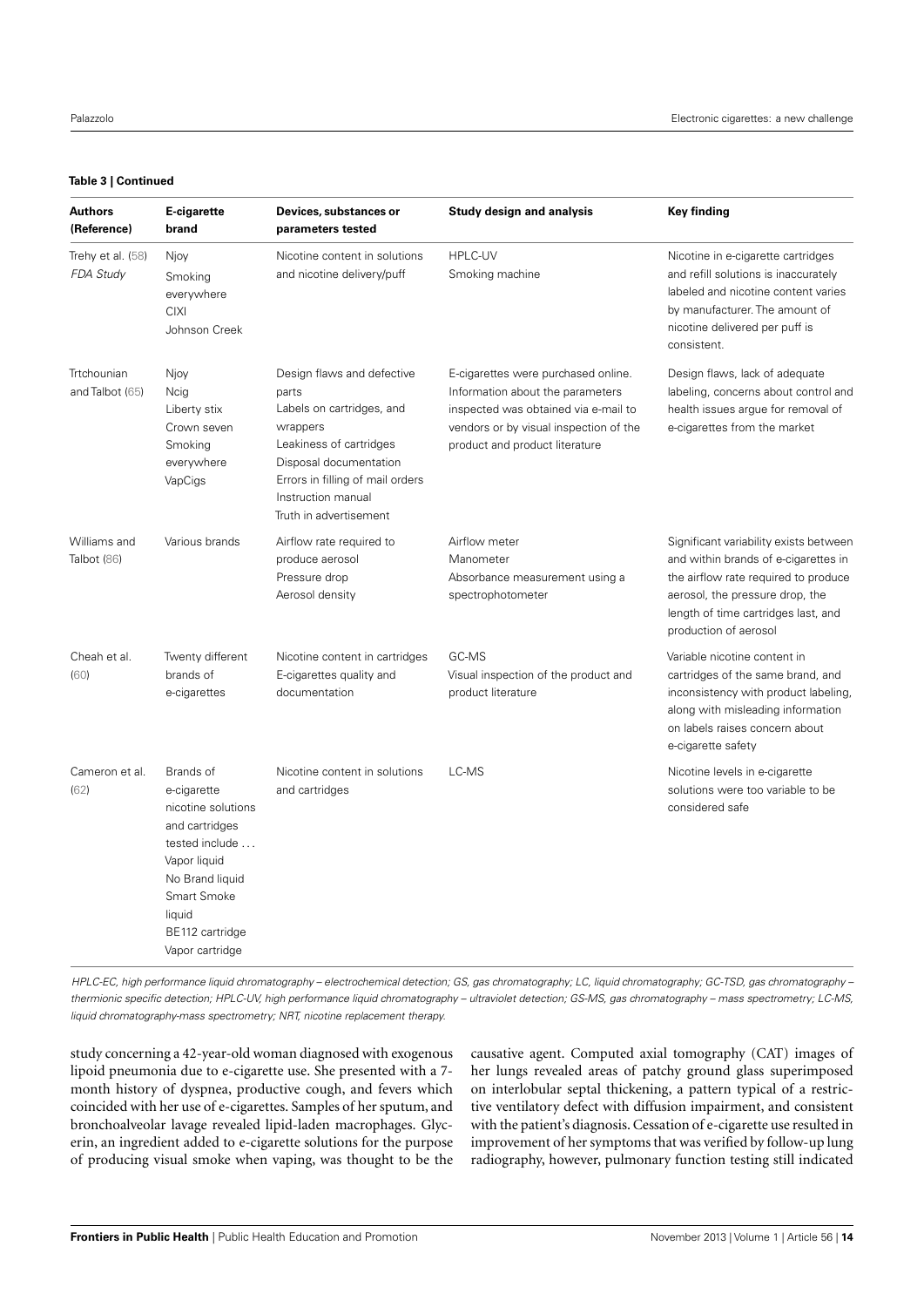**Table 3 | Continued**

| Authors (Reference) | E-cigarette brand | Devices, substances or parameters tested | Study design and analysis | Key finding |
|---|---|---|---|---|
| Trehy et al. (58) *FDA Study* | Njoy<br>Smoking everywhere<br>CIXI<br>Johnson Creek | Nicotine content in solutions and nicotine delivery/puff | HPLC-UV<br>Smoking machine | Nicotine in e-cigarette cartridges and refill solutions is inaccurately labeled and nicotine content varies by manufacturer. The amount of nicotine delivered per puff is consistent. |
| Trtchounian and Talbot (65) | Njoy<br>Ncig<br>Liberty stix<br>Crown seven<br>Smoking everywhere<br>VapCigs | Design flaws and defective parts<br>Labels on cartridges, and wrappers<br>Leakiness of cartridges<br>Disposal documentation<br>Errors in filling of mail orders<br>Instruction manual<br>Truth in advertisement | E-cigarettes were purchased online. Information about the parameters inspected was obtained via e-mail to vendors or by visual inspection of the product and product literature | Design flaws, lack of adequate labeling, concerns about control and health issues argue for removal of e-cigarettes from the market |
| Williams and Talbot (86) | Various brands | Airflow rate required to produce aerosol<br>Pressure drop<br>Aerosol density | Airflow meter<br>Manometer<br>Absorbance measurement using a spectrophotometer | Significant variability exists between and within brands of e-cigarettes in the airflow rate required to produce aerosol, the pressure drop, the length of time cartridges last, and production of aerosol |
| Cheah et al. (60) | Twenty different brands of e-cigarettes | Nicotine content in cartridges<br>E-cigarettes quality and documentation | GC-MS<br>Visual inspection of the product and product literature | Variable nicotine content in cartridges of the same brand, and inconsistency with product labeling, along with misleading information on labels raises concern about e-cigarette safety |
| Cameron et al. (62) | Brands of e-cigarette nicotine solutions and cartridges tested include …<br>Vapor liquid<br>No Brand liquid<br>Smart Smoke liquid<br>BE112 cartridge<br>Vapor cartridge | Nicotine content in solutions and cartridges | LC-MS | Nicotine levels in e-cigarette solutions were too variable to be considered safe |

*HPLC-EC, high performance liquid chromatography – electrochemical detection; GS, gas chromatography; LC, liquid chromatography; GC-TSD, gas chromatography – thermionic specific detection; HPLC-UV, high performance liquid chromatography – ultraviolet detection; GS-MS, gas chromatography – mass spectrometry; LC-MS, liquid chromatography-mass spectrometry; NRT, nicotine replacement therapy.*

study concerning a 42-year-old woman diagnosed with exogenous lipoid pneumonia due to e-cigarette use. She presented with a 7-month history of dyspnea, productive cough, and fevers which coincided with her use of e-cigarettes. Samples of her sputum, and bronchoalveolar lavage revealed lipid-laden macrophages. Glycerin, an ingredient added to e-cigarette solutions for the purpose of producing visual smoke when vaping, was thought to be the causative agent. Computed axial tomography (CAT) images of her lungs revealed areas of patchy ground glass superimposed on interlobular septal thickening, a pattern typical of a restrictive ventilatory defect with diffusion impairment, and consistent with the patient's diagnosis. Cessation of e-cigarette use resulted in improvement of her symptoms that was verified by follow-up lung radiography, however, pulmonary function testing still indicated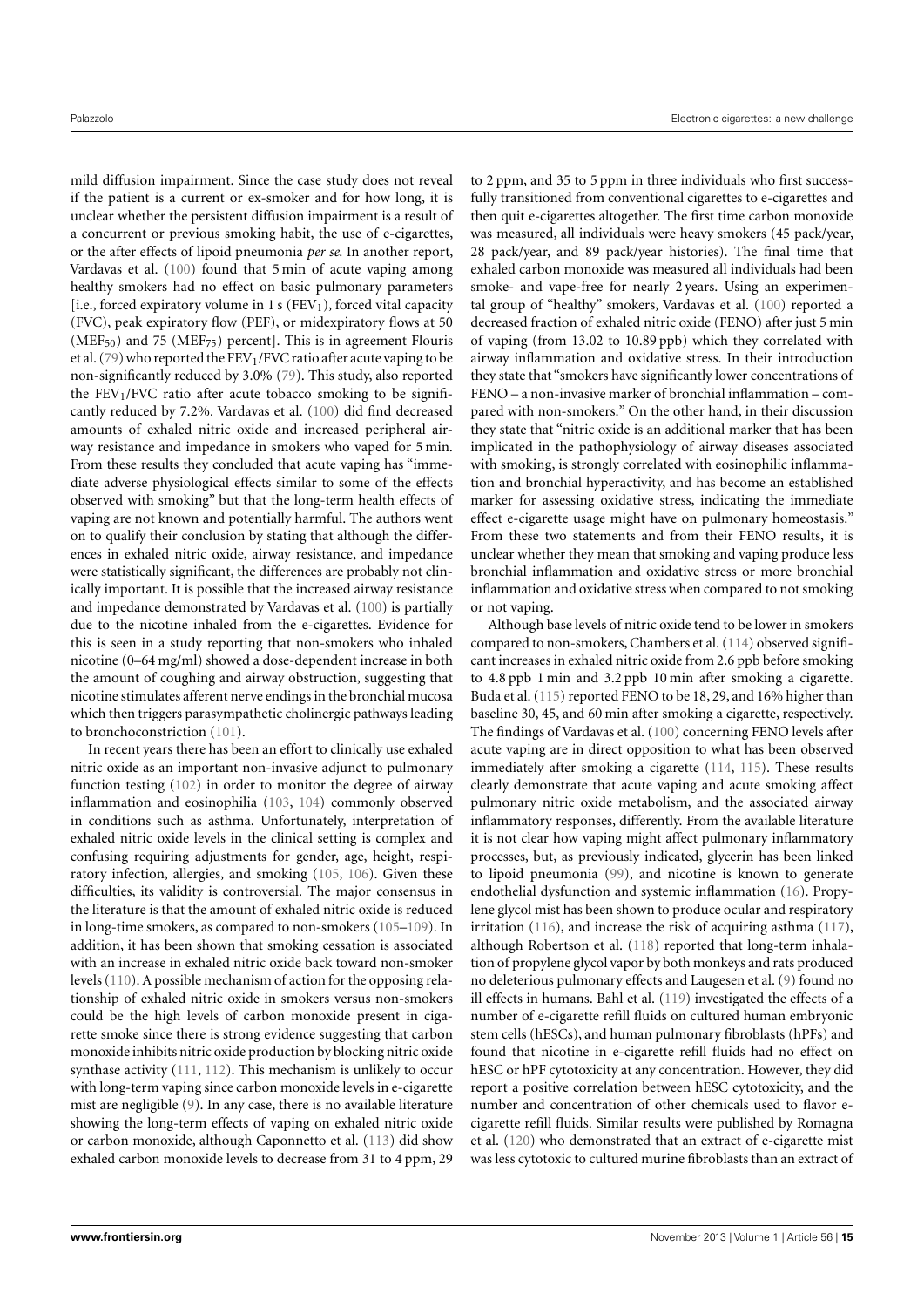mild diffusion impairment. Since the case study does not reveal if the patient is a current or ex-smoker and for how long, it is unclear whether the persistent diffusion impairment is a result of a concurrent or previous smoking habit, the use of e-cigarettes, or the after effects of lipoid pneumonia *per se*. In another report, Vardavas et al. (100) found that 5 min of acute vaping among healthy smokers had no effect on basic pulmonary parameters [i.e., forced expiratory volume in 1 s ($FEV_1$), forced vital capacity (FVC), peak expiratory flow (PEF), or midexpiratory flows at 50 ($MEF_{50}$) and 75 ($MEF_{75}$) percent]. This is in agreement Flouris et al. (79) who reported the $FEV_1$/FVC ratio after acute vaping to be non-significantly reduced by 3.0% (79). This study, also reported the $FEV_1$/FVC ratio after acute tobacco smoking to be significantly reduced by 7.2%. Vardavas et al. (100) did find decreased amounts of exhaled nitric oxide and increased peripheral airway resistance and impedance in smokers who vaped for 5 min. From these results they concluded that acute vaping has "immediate adverse physiological effects similar to some of the effects observed with smoking" but that the long-term health effects of vaping are not known and potentially harmful. The authors went on to qualify their conclusion by stating that although the differences in exhaled nitric oxide, airway resistance, and impedance were statistically significant, the differences are probably not clinically important. It is possible that the increased airway resistance and impedance demonstrated by Vardavas et al. (100) is partially due to the nicotine inhaled from the e-cigarettes. Evidence for this is seen in a study reporting that non-smokers who inhaled nicotine (0–64 mg/ml) showed a dose-dependent increase in both the amount of coughing and airway obstruction, suggesting that nicotine stimulates afferent nerve endings in the bronchial mucosa which then triggers parasympathetic cholinergic pathways leading to bronchoconstriction (101).

In recent years there has been an effort to clinically use exhaled nitric oxide as an important non-invasive adjunct to pulmonary function testing (102) in order to monitor the degree of airway inflammation and eosinophilia (103, 104) commonly observed in conditions such as asthma. Unfortunately, interpretation of exhaled nitric oxide levels in the clinical setting is complex and confusing requiring adjustments for gender, age, height, respiratory infection, allergies, and smoking (105, 106). Given these difficulties, its validity is controversial. The major consensus in the literature is that the amount of exhaled nitric oxide is reduced in long-time smokers, as compared to non-smokers (105–109). In addition, it has been shown that smoking cessation is associated with an increase in exhaled nitric oxide back toward non-smoker levels (110). A possible mechanism of action for the opposing relationship of exhaled nitric oxide in smokers versus non-smokers could be the high levels of carbon monoxide present in cigarette smoke since there is strong evidence suggesting that carbon monoxide inhibits nitric oxide production by blocking nitric oxide synthase activity (111, 112). This mechanism is unlikely to occur with long-term vaping since carbon monoxide levels in e-cigarette mist are negligible (9). In any case, there is no available literature showing the long-term effects of vaping on exhaled nitric oxide or carbon monoxide, although Caponnetto et al. (113) did show exhaled carbon monoxide levels to decrease from 31 to 4 ppm, 29 to 2 ppm, and 35 to 5 ppm in three individuals who first successfully transitioned from conventional cigarettes to e-cigarettes and then quit e-cigarettes altogether. The first time carbon monoxide was measured, all individuals were heavy smokers (45 pack/year, 28 pack/year, and 89 pack/year histories). The final time that exhaled carbon monoxide was measured all individuals had been smoke- and vape-free for nearly 2 years. Using an experimental group of "healthy" smokers, Vardavas et al. (100) reported a decreased fraction of exhaled nitric oxide (FENO) after just 5 min of vaping (from 13.02 to 10.89 ppb) which they correlated with airway inflammation and oxidative stress. In their introduction they state that "smokers have significantly lower concentrations of FENO – a non-invasive marker of bronchial inflammation – compared with non-smokers." On the other hand, in their discussion they state that "nitric oxide is an additional marker that has been implicated in the pathophysiology of airway diseases associated with smoking, is strongly correlated with eosinophilic inflammation and bronchial hyperactivity, and has become an established marker for assessing oxidative stress, indicating the immediate effect e-cigarette usage might have on pulmonary homeostasis." From these two statements and from their FENO results, it is unclear whether they mean that smoking and vaping produce less bronchial inflammation and oxidative stress or more bronchial inflammation and oxidative stress when compared to not smoking or not vaping.

Although base levels of nitric oxide tend to be lower in smokers compared to non-smokers, Chambers et al. (114) observed significant increases in exhaled nitric oxide from 2.6 ppb before smoking to 4.8 ppb 1 min and 3.2 ppb 10 min after smoking a cigarette. Buda et al. (115) reported FENO to be 18, 29, and 16% higher than baseline 30, 45, and 60 min after smoking a cigarette, respectively. The findings of Vardavas et al. (100) concerning FENO levels after acute vaping are in direct opposition to what has been observed immediately after smoking a cigarette (114, 115). These results clearly demonstrate that acute vaping and acute smoking affect pulmonary nitric oxide metabolism, and the associated airway inflammatory responses, differently. From the available literature it is not clear how vaping might affect pulmonary inflammatory processes, but, as previously indicated, glycerin has been linked to lipoid pneumonia (99), and nicotine is known to generate endothelial dysfunction and systemic inflammation (16). Propylene glycol mist has been shown to produce ocular and respiratory irritation (116), and increase the risk of acquiring asthma (117), although Robertson et al. (118) reported that long-term inhalation of propylene glycol vapor by both monkeys and rats produced no deleterious pulmonary effects and Laugesen et al. (9) found no ill effects in humans. Bahl et al. (119) investigated the effects of a number of e-cigarette refill fluids on cultured human embryonic stem cells (hESCs), and human pulmonary fibroblasts (hPFs) and found that nicotine in e-cigarette refill fluids had no effect on hESC or hPF cytotoxicity at any concentration. However, they did report a positive correlation between hESC cytotoxicity, and the number and concentration of other chemicals used to flavor e-cigarette refill fluids. Similar results were published by Romagna et al. (120) who demonstrated that an extract of e-cigarette mist was less cytotoxic to cultured murine fibroblasts than an extract of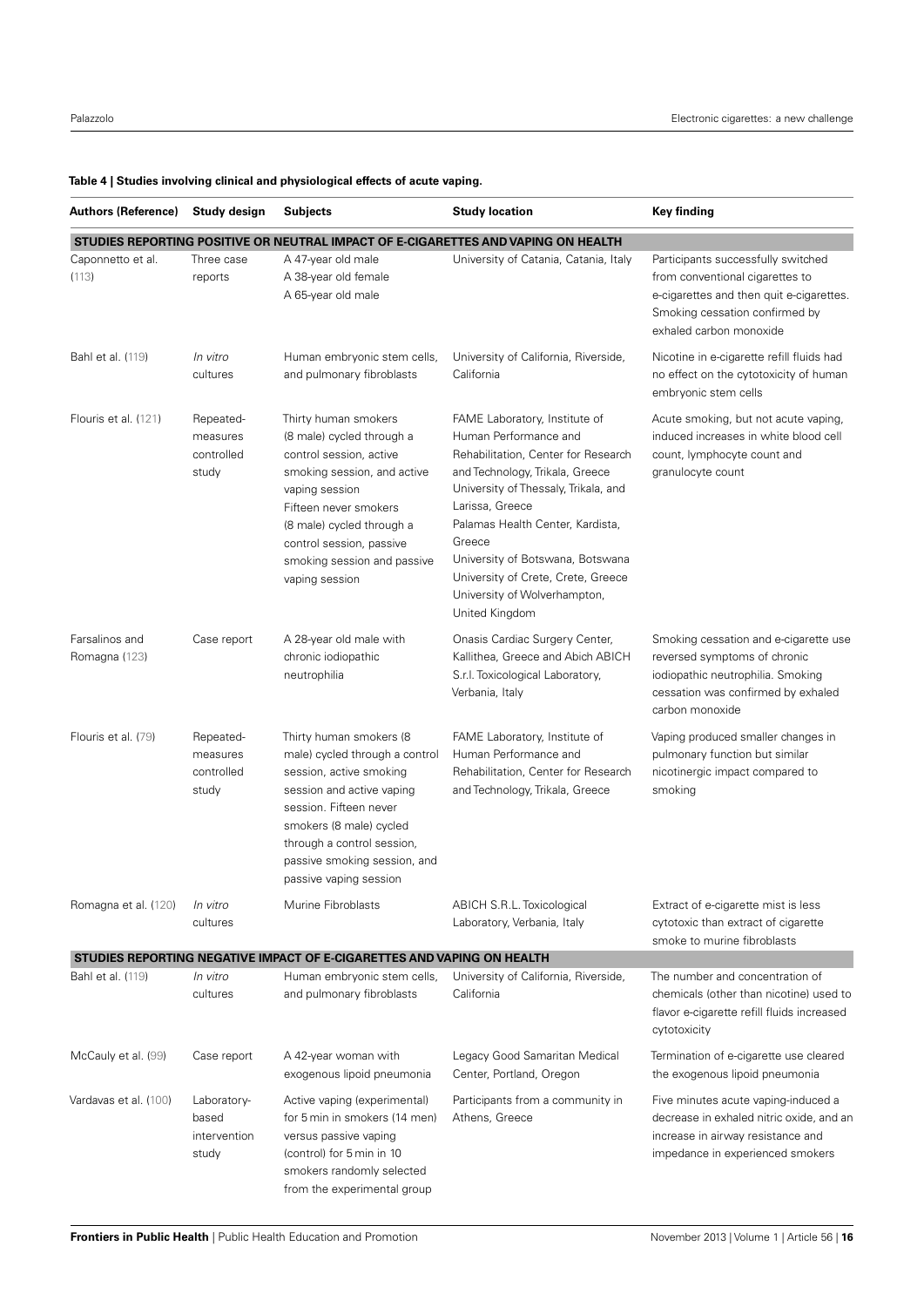**Table 4 | Studies involving clinical and physiological effects of acute vaping.**

| Authors (Reference) | Study design | Subjects | Study location | Key finding |
|---|---|---|---|---|
| **STUDIES REPORTING POSITIVE OR NEUTRAL IMPACT OF E-CIGARETTES AND VAPING ON HEALTH** | | | | |
| Caponnetto et al. (113) | Three case reports | A 47-year old male<br>A 38-year old female<br>A 65-year old male | University of Catania, Catania, Italy | Participants successfully switched from conventional cigarettes to e-cigarettes and then quit e-cigarettes. Smoking cessation confirmed by exhaled carbon monoxide |
| Bahl et al. (119) | *In vitro* cultures | Human embryonic stem cells, and pulmonary fibroblasts | University of California, Riverside, California | Nicotine in e-cigarette refill fluids had no effect on the cytotoxicity of human embryonic stem cells |
| Flouris et al. (121) | Repeated-measures controlled study | Thirty human smokers (8 male) cycled through a control session, active smoking session, and active vaping session<br>Fifteen never smokers (8 male) cycled through a control session, passive smoking session and passive vaping session | FAME Laboratory, Institute of Human Performance and Rehabilitation, Center for Research and Technology, Trikala, Greece<br>University of Thessaly, Trikala, and Larissa, Greece<br>Palamas Health Center, Kardista, Greece<br>University of Botswana, Botswana<br>University of Crete, Crete, Greece<br>University of Wolverhampton, United Kingdom | Acute smoking, but not acute vaping, induced increases in white blood cell count, lymphocyte count and granulocyte count |
| Farsalinos and Romagna (123) | Case report | A 28-year old male with chronic iodiopathic neutrophilia | Onasis Cardiac Surgery Center, Kallithea, Greece and Abich ABICH S.r.l. Toxicological Laboratory, Verbania, Italy | Smoking cessation and e-cigarette use reversed symptoms of chronic iodiopathic neutrophilia. Smoking cessation was confirmed by exhaled carbon monoxide |
| Flouris et al. (79) | Repeated-measures controlled study | Thirty human smokers (8 male) cycled through a control session, active smoking session and active vaping session. Fifteen never smokers (8 male) cycled through a control session, passive smoking session, and passive vaping session | FAME Laboratory, Institute of Human Performance and Rehabilitation, Center for Research and Technology, Trikala, Greece | Vaping produced smaller changes in pulmonary function but similar nicotinergic impact compared to smoking |
| Romagna et al. (120) | *In vitro* cultures | Murine Fibroblasts | ABICH S.R.L. Toxicological Laboratory, Verbania, Italy | Extract of e-cigarette mist is less cytotoxic than extract of cigarette smoke to murine fibroblasts |
| **STUDIES REPORTING NEGATIVE IMPACT OF E-CIGARETTES AND VAPING ON HEALTH** | | | | |
| Bahl et al. (119) | *In vitro* cultures | Human embryonic stem cells, and pulmonary fibroblasts | University of California, Riverside, California | The number and concentration of chemicals (other than nicotine) used to flavor e-cigarette refill fluids increased cytotoxicity |
| McCauly et al. (99) | Case report | A 42-year woman with exogenous lipoid pneumonia | Legacy Good Samaritan Medical Center, Portland, Oregon | Termination of e-cigarette use cleared the exogenous lipoid pneumonia |
| Vardavas et al. (100) | Laboratory-based intervention study | Active vaping (experimental) for 5 min in smokers (14 men) versus passive vaping (control) for 5 min in 10 smokers randomly selected from the experimental group | Participants from a community in Athens, Greece | Five minutes acute vaping-induced a decrease in exhaled nitric oxide, and an increase in airway resistance and impedance in experienced smokers |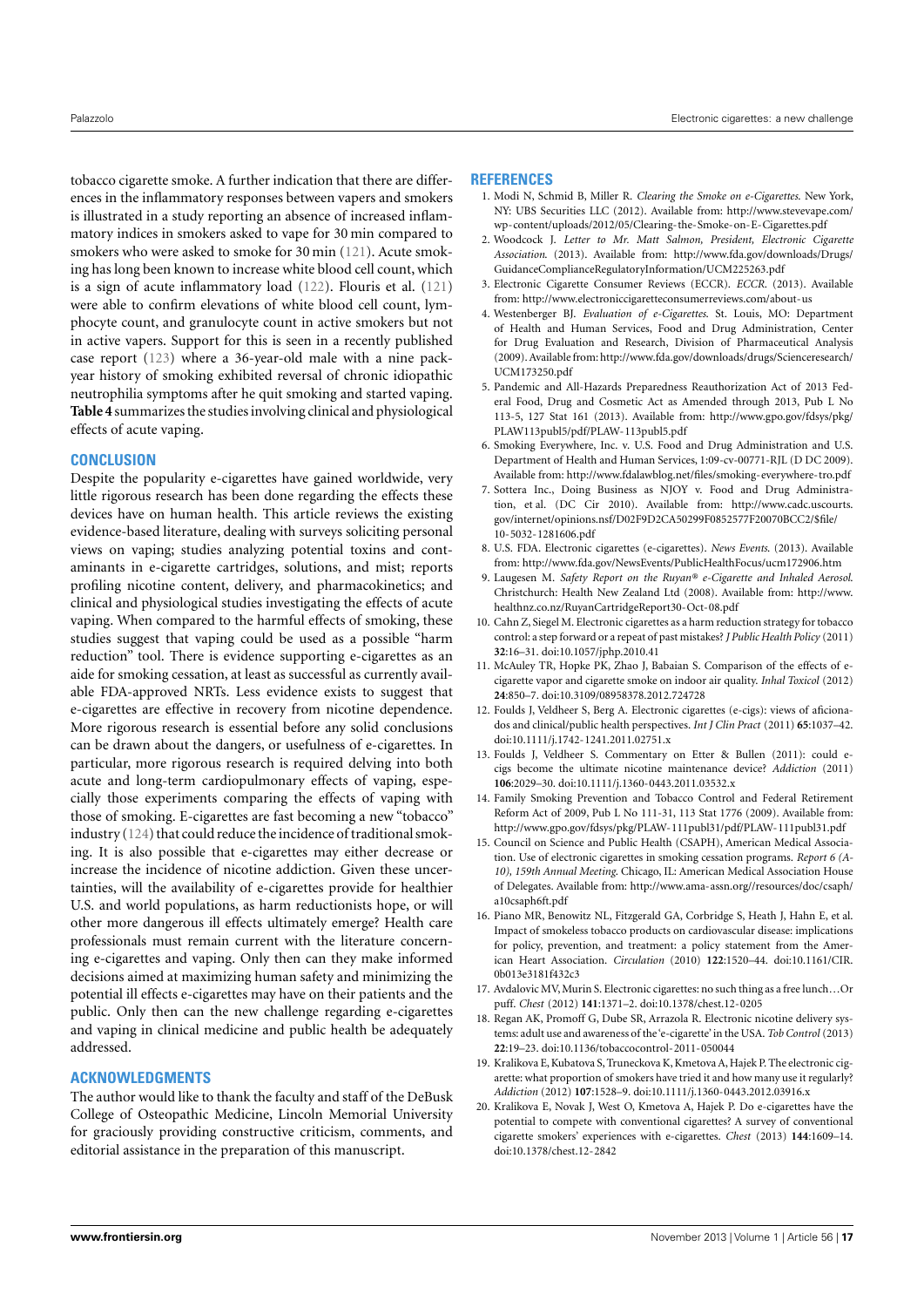tobacco cigarette smoke. A further indication that there are differences in the inflammatory responses between vapers and smokers is illustrated in a study reporting an absence of increased inflammatory indices in smokers asked to vape for 30 min compared to smokers who were asked to smoke for 30 min (121). Acute smoking has long been known to increase white blood cell count, which is a sign of acute inflammatory load (122). Flouris et al. (121) were able to confirm elevations of white blood cell count, lymphocyte count, and granulocyte count in active smokers but not in active vapers. Support for this is seen in a recently published case report (123) where a 36-year-old male with a nine pack-year history of smoking exhibited reversal of chronic idiopathic neutrophilia symptoms after he quit smoking and started vaping. **Table 4** summarizes the studies involving clinical and physiological effects of acute vaping.

## CONCLUSION

Despite the popularity e-cigarettes have gained worldwide, very little rigorous research has been done regarding the effects these devices have on human health. This article reviews the existing evidence-based literature, dealing with surveys soliciting personal views on vaping; studies analyzing potential toxins and contaminants in e-cigarette cartridges, solutions, and mist; reports profiling nicotine content, delivery, and pharmacokinetics; and clinical and physiological studies investigating the effects of acute vaping. When compared to the harmful effects of smoking, these studies suggest that vaping could be used as a possible "harm reduction" tool. There is evidence supporting e-cigarettes as an aide for smoking cessation, at least as successful as currently available FDA-approved NRTs. Less evidence exists to suggest that e-cigarettes are effective in recovery from nicotine dependence. More rigorous research is essential before any solid conclusions can be drawn about the dangers, or usefulness of e-cigarettes. In particular, more rigorous research is required delving into both acute and long-term cardiopulmonary effects of vaping, especially those experiments comparing the effects of vaping with those of smoking. E-cigarettes are fast becoming a new "tobacco" industry (124) that could reduce the incidence of traditional smoking. It is also possible that e-cigarettes may either decrease or increase the incidence of nicotine addiction. Given these uncertainties, will the availability of e-cigarettes provide for healthier U.S. and world populations, as harm reductionists hope, or will other more dangerous ill effects ultimately emerge? Health care professionals must remain current with the literature concerning e-cigarettes and vaping. Only then can they make informed decisions aimed at maximizing human safety and minimizing the potential ill effects e-cigarettes may have on their patients and the public. Only then can the new challenge regarding e-cigarettes and vaping in clinical medicine and public health be adequately addressed.

## ACKNOWLEDGMENTS

The author would like to thank the faculty and staff of the DeBusk College of Osteopathic Medicine, Lincoln Memorial University for graciously providing constructive criticism, comments, and editorial assistance in the preparation of this manuscript.

## REFERENCES

1. Modi N, Schmid B, Miller R. *Clearing the Smoke on e-Cigarettes.* New York, NY: UBS Securities LLC (2012). Available from: http://www.stevevape.com/wp-content/uploads/2012/05/Clearing-the-Smoke-on-E-Cigarettes.pdf
2. Woodcock J. *Letter to Mr. Matt Salmon, President, Electronic Cigarette Association.* (2013). Available from: http://www.fda.gov/downloads/Drugs/GuidanceComplianceRegulatoryInformation/UCM225263.pdf
3. Electronic Cigarette Consumer Reviews (ECCR). *ECCR.* (2013). Available from: http://www.electroniccigaretteconsumerreviews.com/about-us
4. Westenberger BJ. *Evaluation of e-Cigarettes.* St. Louis, MO: Department of Health and Human Services, Food and Drug Administration, Center for Drug Evaluation and Research, Division of Pharmaceutical Analysis (2009). Available from: http://www.fda.gov/downloads/drugs/Scienceresearch/UCM173250.pdf
5. Pandemic and All-Hazards Preparedness Reauthorization Act of 2013 Federal Food, Drug and Cosmetic Act as Amended through 2013, Pub L No 113-5, 127 Stat 161 (2013). Available from: http://www.gpo.gov/fdsys/pkg/PLAW113publ5/pdf/PLAW-113publ5.pdf
6. Smoking Everywhere, Inc. v. U.S. Food and Drug Administration and U.S. Department of Health and Human Services, 1:09-cv-00771-RJL (D DC 2009). Available from: http://www.fdalawblog.net/files/smoking-everywhere-tro.pdf
7. Sottera Inc., Doing Business as NJOY v. Food and Drug Administration, et al. (DC Cir 2010). Available from: http://www.cadc.uscourts.gov/internet/opinions.nsf/D02F9D2CA50299F0852577F20070BCC2/$file/10-5032-1281606.pdf
8. U.S. FDA. Electronic cigarettes (e-cigarettes). *News Events.* (2013). Available from: http://www.fda.gov/NewsEvents/PublicHealthFocus/ucm172906.htm
9. Laugesen M. *Safety Report on the Ruyan® e-Cigarette and Inhaled Aerosol.* Christchurch: Health New Zealand Ltd (2008). Available from: http://www.healthnz.co.nz/RuyanCartridgeReport30-Oct-08.pdf
10. Cahn Z, Siegel M. Electronic cigarettes as a harm reduction strategy for tobacco control: a step forward or a repeat of past mistakes? *J Public Health Policy* (2011) **32**:16–31. doi:10.1057/jphp.2010.41
11. McAuley TR, Hopke PK, Zhao J, Babaian S. Comparison of the effects of e-cigarette vapor and cigarette smoke on indoor air quality. *Inhal Toxicol* (2012) **24**:850–7. doi:10.3109/08958378.2012.724728
12. Foulds J, Veldheer S, Berg A. Electronic cigarettes (e-cigs): views of aficionados and clinical/public health perspectives. *Int J Clin Pract* (2011) **65**:1037–42. doi:10.1111/j.1742-1241.2011.02751.x
13. Foulds J, Veldheer S. Commentary on Etter & Bullen (2011): could e-cigs become the ultimate nicotine maintenance device? *Addiction* (2011) **106**:2029–30. doi:10.1111/j.1360-0443.2011.03532.x
14. Family Smoking Prevention and Tobacco Control and Federal Retirement Reform Act of 2009, Pub L No 111-31, 113 Stat 1776 (2009). Available from: http://www.gpo.gov/fdsys/pkg/PLAW-111publ31/pdf/PLAW-111publ31.pdf
15. Council on Science and Public Health (CSAPH), American Medical Association. Use of electronic cigarettes in smoking cessation programs. *Report 6 (A-10), 159th Annual Meeting.* Chicago, IL: American Medical Association House of Delegates. Available from: http://www.ama-assn.org//resources/doc/csaph/a10csaph6ft.pdf
16. Piano MR, Benowitz NL, Fitzgerald GA, Corbridge S, Heath J, Hahn E, et al. Impact of smokeless tobacco products on cardiovascular disease: implications for policy, prevention, and treatment: a policy statement from the American Heart Association. *Circulation* (2010) **122**:1520–44. doi:10.1161/CIR.0b013e3181f432c3
17. Avdalovic MV, Murin S. Electronic cigarettes: no such thing as a free lunch…Or puff. *Chest* (2012) **141**:1371–2. doi:10.1378/chest.12-0205
18. Regan AK, Promoff G, Dube SR, Arrazola R. Electronic nicotine delivery systems: adult use and awareness of the 'e-cigarette' in the USA. *Tob Control* (2013) **22**:19–23. doi:10.1136/tobaccocontrol-2011-050044
19. Kralikova E, Kubatova S, Truneckova K, Kmetova A, Hajek P. The electronic cigarette: what proportion of smokers have tried it and how many use it regularly? *Addiction* (2012) **107**:1528–9. doi:10.1111/j.1360-0443.2012.03916.x
20. Kralikova E, Novak J, West O, Kmetova A, Hajek P. Do e-cigarettes have the potential to compete with conventional cigarettes? A survey of conventional cigarette smokers' experiences with e-cigarettes. *Chest* (2013) **144**:1609–14. doi:10.1378/chest.12-2842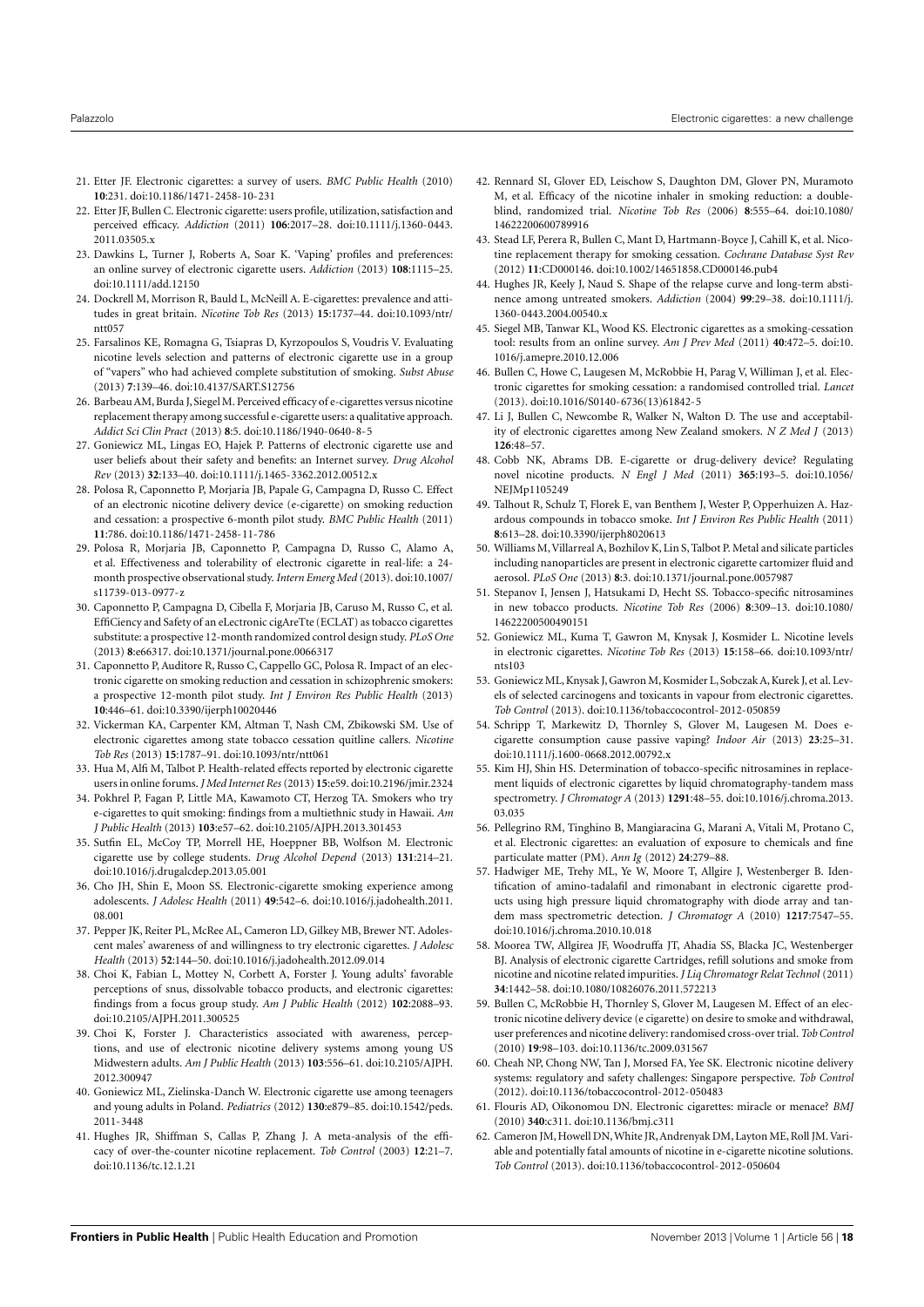21. Etter JF. Electronic cigarettes: a survey of users. *BMC Public Health* (2010) **10**:231. doi:10.1186/1471-2458-10-231
22. Etter JF, Bullen C. Electronic cigarette: users profile, utilization, satisfaction and perceived efficacy. *Addiction* (2011) **106**:2017–28. doi:10.1111/j.1360-0443.2011.03505.x
23. Dawkins L, Turner J, Roberts A, Soar K. 'Vaping' profiles and preferences: an online survey of electronic cigarette users. *Addiction* (2013) **108**:1115–25. doi:10.1111/add.12150
24. Dockrell M, Morrison R, Bauld L, McNeill A. E-cigarettes: prevalence and attitudes in great britain. *Nicotine Tob Res* (2013) **15**:1737–44. doi:10.1093/ntr/ntt057
25. Farsalinos KE, Romagna G, Tsiapras D, Kyrzopoulos S, Voudris V. Evaluating nicotine levels selection and patterns of electronic cigarette use in a group of "vapers" who had achieved complete substitution of smoking. *Subst Abuse* (2013) **7**:139–46. doi:10.4137/SART.S12756
26. Barbeau AM, Burda J, Siegel M. Perceived efficacy of e-cigarettes versus nicotine replacement therapy among successful e-cigarette users: a qualitative approach. *Addict Sci Clin Pract* (2013) **8**:5. doi:10.1186/1940-0640-8-5
27. Goniewicz ML, Lingas EO, Hajek P. Patterns of electronic cigarette use and user beliefs about their safety and benefits: an Internet survey. *Drug Alcohol Rev* (2013) **32**:133–40. doi:10.1111/j.1465-3362.2012.00512.x
28. Polosa R, Caponnetto P, Morjaria JB, Papale G, Campagna D, Russo C. Effect of an electronic nicotine delivery device (e-cigarette) on smoking reduction and cessation: a prospective 6-month pilot study. *BMC Public Health* (2011) **11**:786. doi:10.1186/1471-2458-11-786
29. Polosa R, Morjaria JB, Caponnetto P, Campagna D, Russo C, Alamo A, et al. Effectiveness and tolerability of electronic cigarette in real-life: a 24-month prospective observational study. *Intern Emerg Med* (2013). doi:10.1007/s11739-013-0977-z
30. Caponnetto P, Campagna D, Cibella F, Morjaria JB, Caruso M, Russo C, et al. EffiCiency and Safety of an eLectronic cigAreTte (ECLAT) as tobacco cigarettes substitute: a prospective 12-month randomized control design study. *PLoS One* (2013) **8**:e66317. doi:10.1371/journal.pone.0066317
31. Caponnetto P, Auditore R, Russo C, Cappello GC, Polosa R. Impact of an electronic cigarette on smoking reduction and cessation in schizophrenic smokers: a prospective 12-month pilot study. *Int J Environ Res Public Health* (2013) **10**:446–61. doi:10.3390/ijerph10020446
32. Vickerman KA, Carpenter KM, Altman T, Nash CM, Zbikowski SM. Use of electronic cigarettes among state tobacco cessation quitline callers. *Nicotine Tob Res* (2013) **15**:1787–91. doi:10.1093/ntr/ntt061
33. Hua M, Alfi M, Talbot P. Health-related effects reported by electronic cigarette users in online forums. *J Med Internet Res* (2013) **15**:e59. doi:10.2196/jmir.2324
34. Pokhrel P, Fagan P, Little MA, Kawamoto CT, Herzog TA. Smokers who try e-cigarettes to quit smoking: findings from a multiethnic study in Hawaii. *Am J Public Health* (2013) **103**:e57–62. doi:10.2105/AJPH.2013.301453
35. Sutfin EL, McCoy TP, Morrell HE, Hoeppner BB, Wolfson M. Electronic cigarette use by college students. *Drug Alcohol Depend* (2013) **131**:214–21. doi:10.1016/j.drugalcdep.2013.05.001
36. Cho JH, Shin E, Moon SS. Electronic-cigarette smoking experience among adolescents. *J Adolesc Health* (2011) **49**:542–6. doi:10.1016/j.jadohealth.2011.08.001
37. Pepper JK, Reiter PL, McRee AL, Cameron LD, Gilkey MB, Brewer NT. Adolescent males' awareness of and willingness to try electronic cigarettes. *J Adolesc Health* (2013) **52**:144–50. doi:10.1016/j.jadohealth.2012.09.014
38. Choi K, Fabian L, Mottey N, Corbett A, Forster J. Young adults' favorable perceptions of snus, dissolvable tobacco products, and electronic cigarettes: findings from a focus group study. *Am J Public Health* (2012) **102**:2088–93. doi:10.2105/AJPH.2011.300525
39. Choi K, Forster J. Characteristics associated with awareness, perceptions, and use of electronic nicotine delivery systems among young US Midwestern adults. *Am J Public Health* (2013) **103**:556–61. doi:10.2105/AJPH.2012.300947
40. Goniewicz ML, Zielinska-Danch W. Electronic cigarette use among teenagers and young adults in Poland. *Pediatrics* (2012) **130**:e879–85. doi:10.1542/peds.2011-3448
41. Hughes JR, Shiffman S, Callas P, Zhang J. A meta-analysis of the efficacy of over-the-counter nicotine replacement. *Tob Control* (2003) **12**:21–7. doi:10.1136/tc.12.1.21
42. Rennard SI, Glover ED, Leischow S, Daughton DM, Glover PN, Muramoto M, et al. Efficacy of the nicotine inhaler in smoking reduction: a double-blind, randomized trial. *Nicotine Tob Res* (2006) **8**:555–64. doi:10.1080/14622200600789916
43. Stead LF, Perera R, Bullen C, Mant D, Hartmann-Boyce J, Cahill K, et al. Nicotine replacement therapy for smoking cessation. *Cochrane Database Syst Rev* (2012) **11**:CD000146. doi:10.1002/14651858.CD000146.pub4
44. Hughes JR, Keely J, Naud S. Shape of the relapse curve and long-term abstinence among untreated smokers. *Addiction* (2004) **99**:29–38. doi:10.1111/j.1360-0443.2004.00540.x
45. Siegel MB, Tanwar KL, Wood KS. Electronic cigarettes as a smoking-cessation tool: results from an online survey. *Am J Prev Med* (2011) **40**:472–5. doi:10.1016/j.amepre.2010.12.006
46. Bullen C, Howe C, Laugesen M, McRobbie H, Parag V, Williman J, et al. Electronic cigarettes for smoking cessation: a randomised controlled trial. *Lancet* (2013). doi:10.1016/S0140-6736(13)61842-5
47. Li J, Bullen C, Newcombe R, Walker N, Walton D. The use and acceptability of electronic cigarettes among New Zealand smokers. *N Z Med J* (2013) **126**:48–57.
48. Cobb NK, Abrams DB. E-cigarette or drug-delivery device? Regulating novel nicotine products. *N Engl J Med* (2011) **365**:193–5. doi:10.1056/NEJMp1105249
49. Talhout R, Schulz T, Florek E, van Benthem J, Wester P, Opperhuizen A. Hazardous compounds in tobacco smoke. *Int J Environ Res Public Health* (2011) **8**:613–28. doi:10.3390/ijerph8020613
50. Williams M, Villarreal A, Bozhilov K, Lin S, Talbot P. Metal and silicate particles including nanoparticles are present in electronic cigarette cartomizer fluid and aerosol. *PLoS One* (2013) **8**:3. doi:10.1371/journal.pone.0057987
51. Stepanov I, Jensen J, Hatsukami D, Hecht SS. Tobacco-specific nitrosamines in new tobacco products. *Nicotine Tob Res* (2006) **8**:309–13. doi:10.1080/14622200500490151
52. Goniewicz ML, Kuma T, Gawron M, Knysak J, Kosmider L. Nicotine levels in electronic cigarettes. *Nicotine Tob Res* (2013) **15**:158–66. doi:10.1093/ntr/nts103
53. Goniewicz ML, Knysak J, Gawron M, Kosmider L, Sobczak A, Kurek J, et al. Levels of selected carcinogens and toxicants in vapour from electronic cigarettes. *Tob Control* (2013). doi:10.1136/tobaccocontrol-2012-050859
54. Schripp T, Markewitz D, Thornley S, Glover M, Laugesen M. Does e-cigarette consumption cause passive vaping? *Indoor Air* (2013) **23**:25–31. doi:10.1111/j.1600-0668.2012.00792.x
55. Kim HJ, Shin HS. Determination of tobacco-specific nitrosamines in replacement liquids of electronic cigarettes by liquid chromatography-tandem mass spectrometry. *J Chromatogr A* (2013) **1291**:48–55. doi:10.1016/j.chroma.2013.03.035
56. Pellegrino RM, Tinghino B, Mangiaracina G, Marani A, Vitali M, Protano C, et al. Electronic cigarettes: an evaluation of exposure to chemicals and fine particulate matter (PM). *Ann Ig* (2012) **24**:279–88.
57. Hadwiger ME, Trehy ML, Ye W, Moore T, Allgire J, Westenberger B. Identification of amino-tadalafil and rimonabant in electronic cigarette products using high pressure liquid chromatography with diode array and tandem mass spectrometric detection. *J Chromatogr A* (2010) **1217**:7547–55. doi:10.1016/j.chroma.2010.10.018
58. Moorea TW, Allgirea JF, Woodruffa JT, Ahadia SS, Blacka JC, Westenberger BJ. Analysis of electronic cigarette Cartridges, refill solutions and smoke from nicotine and nicotine related impurities. *J Liq Chromatogr Relat Technol* (2011) **34**:1442–58. doi:10.1080/10826076.2011.572213
59. Bullen C, McRobbie H, Thornley S, Glover M, Laugesen M. Effect of an electronic nicotine delivery device (e cigarette) on desire to smoke and withdrawal, user preferences and nicotine delivery: randomised cross-over trial. *Tob Control* (2010) **19**:98–103. doi:10.1136/tc.2009.031567
60. Cheah NP, Chong NW, Tan J, Morsed FA, Yee SK. Electronic nicotine delivery systems: regulatory and safety challenges: Singapore perspective. *Tob Control* (2012). doi:10.1136/tobaccocontrol-2012-050483
61. Flouris AD, Oikonomou DN. Electronic cigarettes: miracle or menace? *BMJ* (2010) **340**:c311. doi:10.1136/bmj.c311
62. Cameron JM, Howell DN, White JR, Andrenyak DM, Layton ME, Roll JM. Variable and potentially fatal amounts of nicotine in e-cigarette nicotine solutions. *Tob Control* (2013). doi:10.1136/tobaccocontrol-2012-050604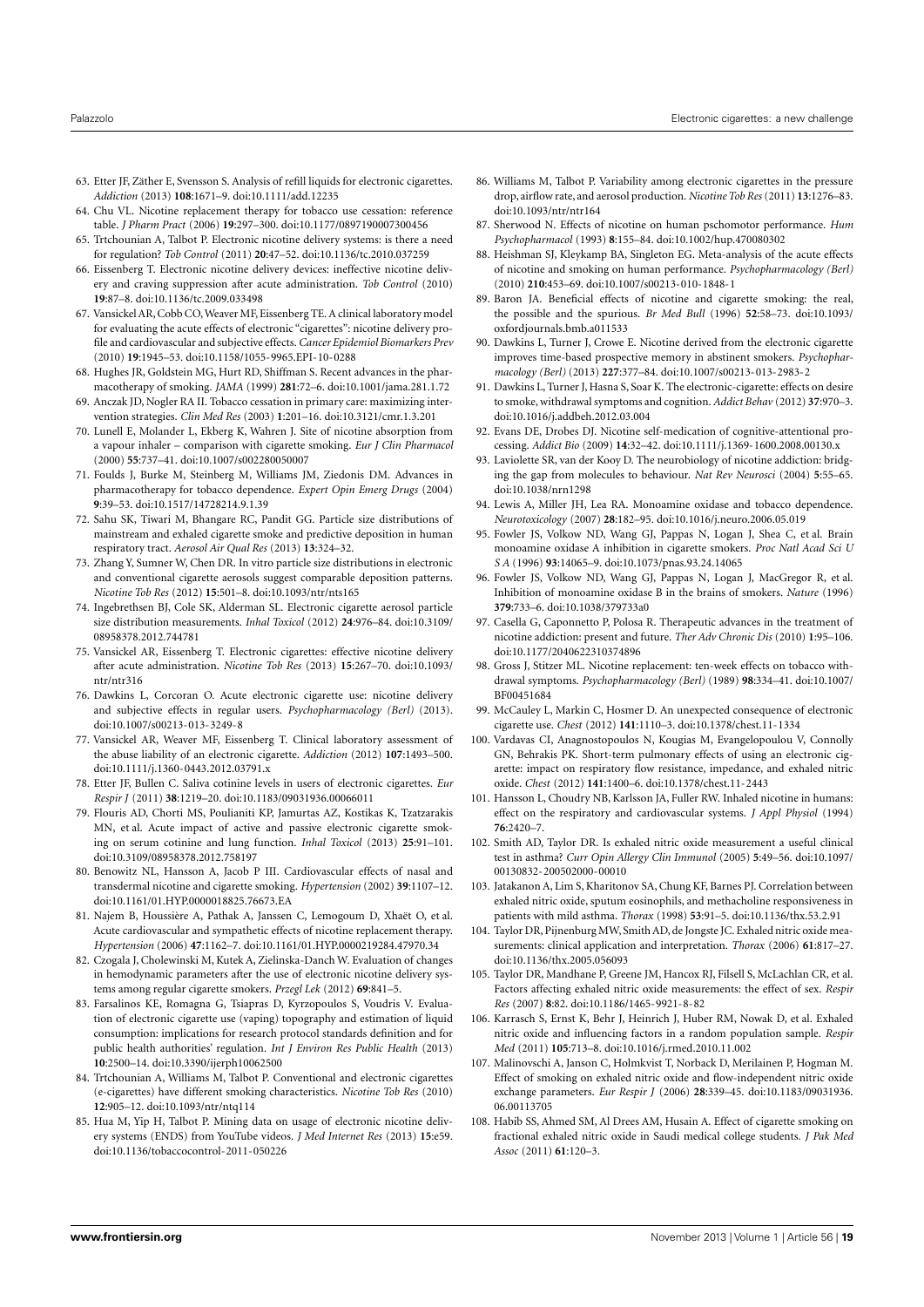63. Etter JF, Zäther E, Svensson S. Analysis of refill liquids for electronic cigarettes. *Addiction* (2013) **108**:1671–9. doi:10.1111/add.12235
64. Chu VL. Nicotine replacement therapy for tobacco use cessation: reference table. *J Pharm Pract* (2006) **19**:297–300. doi:10.1177/0897190007300456
65. Trtchounian A, Talbot P. Electronic nicotine delivery systems: is there a need for regulation? *Tob Control* (2011) **20**:47–52. doi:10.1136/tc.2010.037259
66. Eissenberg T. Electronic nicotine delivery devices: ineffective nicotine delivery and craving suppression after acute administration. *Tob Control* (2010) **19**:87–8. doi:10.1136/tc.2009.033498
67. Vansickel AR, Cobb CO, Weaver MF, Eissenberg TE. A clinical laboratory model for evaluating the acute effects of electronic "cigarettes": nicotine delivery profile and cardiovascular and subjective effects. *Cancer Epidemiol Biomarkers Prev* (2010) **19**:1945–53. doi:10.1158/1055-9965.EPI-10-0288
68. Hughes JR, Goldstein MG, Hurt RD, Shiffman S. Recent advances in the pharmacotherapy of smoking. *JAMA* (1999) **281**:72–6. doi:10.1001/jama.281.1.72
69. Anczak JD, Nogler RA II. Tobacco cessation in primary care: maximizing intervention strategies. *Clin Med Res* (2003) **1**:201–16. doi:10.3121/cmr.1.3.201
70. Lunell E, Molander L, Ekberg K, Wahren J. Site of nicotine absorption from a vapour inhaler – comparison with cigarette smoking. *Eur J Clin Pharmacol* (2000) **55**:737–41. doi:10.1007/s002280050007
71. Foulds J, Burke M, Steinberg M, Williams JM, Ziedonis DM. Advances in pharmacotherapy for tobacco dependence. *Expert Opin Emerg Drugs* (2004) **9**:39–53. doi:10.1517/14728214.9.1.39
72. Sahu SK, Tiwari M, Bhangare RC, Pandit GG. Particle size distributions of mainstream and exhaled cigarette smoke and predictive deposition in human respiratory tract. *Aerosol Air Qual Res* (2013) **13**:324–32.
73. Zhang Y, Sumner W, Chen DR. In vitro particle size distributions in electronic and conventional cigarette aerosols suggest comparable deposition patterns. *Nicotine Tob Res* (2012) **15**:501–8. doi:10.1093/ntr/nts165
74. Ingebrethsen BJ, Cole SK, Alderman SL. Electronic cigarette aerosol particle size distribution measurements. *Inhal Toxicol* (2012) **24**:976–84. doi:10.3109/08958378.2012.744781
75. Vansickel AR, Eissenberg T. Electronic cigarettes: effective nicotine delivery after acute administration. *Nicotine Tob Res* (2013) **15**:267–70. doi:10.1093/ntr/ntr316
76. Dawkins L, Corcoran O. Acute electronic cigarette use: nicotine delivery and subjective effects in regular users. *Psychopharmacology (Berl)* (2013). doi:10.1007/s00213-013-3249-8
77. Vansickel AR, Weaver MF, Eissenberg T. Clinical laboratory assessment of the abuse liability of an electronic cigarette. *Addiction* (2012) **107**:1493–500. doi:10.1111/j.1360-0443.2012.03791.x
78. Etter JF, Bullen C. Saliva cotinine levels in users of electronic cigarettes. *Eur Respir J* (2011) **38**:1219–20. doi:10.1183/09031936.00066011
79. Flouris AD, Chorti MS, Poulianiti KP, Jamurtas AZ, Kostikas K, Tzatzarakis MN, et al. Acute impact of active and passive electronic cigarette smoking on serum cotinine and lung function. *Inhal Toxicol* (2013) **25**:91–101. doi:10.3109/08958378.2012.758197
80. Benowitz NL, Hansson A, Jacob P III. Cardiovascular effects of nasal and transdermal nicotine and cigarette smoking. *Hypertension* (2002) **39**:1107–12. doi:10.1161/01.HYP.0000018825.76673.EA
81. Najem B, Houssière A, Pathak A, Janssen C, Lemogoum D, Xhaët O, et al. Acute cardiovascular and sympathetic effects of nicotine replacement therapy. *Hypertension* (2006) **47**:1162–7. doi:10.1161/01.HYP.0000219284.47970.34
82. Czogala J, Cholewinski M, Kutek A, Zielinska-Danch W. Evaluation of changes in hemodynamic parameters after the use of electronic nicotine delivery systems among regular cigarette smokers. *Przegl Lek* (2012) **69**:841–5.
83. Farsalinos KE, Romagna G, Tsiapras D, Kyrzopoulos S, Voudris V. Evaluation of electronic cigarette use (vaping) topography and estimation of liquid consumption: implications for research protocol standards definition and for public health authorities' regulation. *Int J Environ Res Public Health* (2013) **10**:2500–14. doi:10.3390/ijerph10062500
84. Trtchounian A, Williams M, Talbot P. Conventional and electronic cigarettes (e-cigarettes) have different smoking characteristics. *Nicotine Tob Res* (2010) **12**:905–12. doi:10.1093/ntr/ntq114
85. Hua M, Yip H, Talbot P. Mining data on usage of electronic nicotine delivery systems (ENDS) from YouTube videos. *J Med Internet Res* (2013) **15**:e59. doi:10.1136/tobaccocontrol-2011-050226
86. Williams M, Talbot P. Variability among electronic cigarettes in the pressure drop, airflow rate, and aerosol production. *Nicotine Tob Res* (2011) **13**:1276–83. doi:10.1093/ntr/ntr164
87. Sherwood N. Effects of nicotine on human pschomotor performance. *Hum Psychopharmacol* (1993) **8**:155–84. doi:10.1002/hup.470080302
88. Heishman SJ, Kleykamp BA, Singleton EG. Meta-analysis of the acute effects of nicotine and smoking on human performance. *Psychopharmacology (Berl)* (2010) **210**:453–69. doi:10.1007/s00213-010-1848-1
89. Baron JA. Beneficial effects of nicotine and cigarette smoking: the real, the possible and the spurious. *Br Med Bull* (1996) **52**:58–73. doi:10.1093/oxfordjournals.bmb.a011533
90. Dawkins L, Turner J, Crowe E. Nicotine derived from the electronic cigarette improves time-based prospective memory in abstinent smokers. *Psychopharmacology (Berl)* (2013) **227**:377–84. doi:10.1007/s00213-013-2983-2
91. Dawkins L, Turner J, Hasna S, Soar K. The electronic-cigarette: effects on desire to smoke, withdrawal symptoms and cognition. *Addict Behav* (2012) **37**:970–3. doi:10.1016/j.addbeh.2012.03.004
92. Evans DE, Drobes DJ. Nicotine self-medication of cognitive-attentional processing. *Addict Bio* (2009) **14**:32–42. doi:10.1111/j.1369-1600.2008.00130.x
93. Laviolette SR, van der Kooy D. The neurobiology of nicotine addiction: bridging the gap from molecules to behaviour. *Nat Rev Neurosci* (2004) **5**:55–65. doi:10.1038/nrn1298
94. Lewis A, Miller JH, Lea RA. Monoamine oxidase and tobacco dependence. *Neurotoxicology* (2007) **28**:182–95. doi:10.1016/j.neuro.2006.05.019
95. Fowler JS, Volkow ND, Wang GJ, Pappas N, Logan J, Shea C, et al. Brain monoamine oxidase A inhibition in cigarette smokers. *Proc Natl Acad Sci U S A* (1996) **93**:14065–9. doi:10.1073/pnas.93.24.14065
96. Fowler JS, Volkow ND, Wang GJ, Pappas N, Logan J, MacGregor R, et al. Inhibition of monoamine oxidase B in the brains of smokers. *Nature* (1996) **379**:733–6. doi:10.1038/379733a0
97. Casella G, Caponnetto P, Polosa R. Therapeutic advances in the treatment of nicotine addiction: present and future. *Ther Adv Chronic Dis* (2010) **1**:95–106. doi:10.1177/2040622310374896
98. Gross J, Stitzer ML. Nicotine replacement: ten-week effects on tobacco withdrawal symptoms. *Psychopharmacology (Berl)* (1989) **98**:334–41. doi:10.1007/BF00451684
99. McCauley L, Markin C, Hosmer D. An unexpected consequence of electronic cigarette use. *Chest* (2012) **141**:1110–3. doi:10.1378/chest.11-1334
100. Vardavas CI, Anagnostopoulos N, Kougias M, Evangelopoulou V, Connolly GN, Behrakis PK. Short-term pulmonary effects of using an electronic cigarette: impact on respiratory flow resistance, impedance, and exhaled nitric oxide. *Chest* (2012) **141**:1400–6. doi:10.1378/chest.11-2443
101. Hansson L, Choudry NB, Karlsson JA, Fuller RW. Inhaled nicotine in humans: effect on the respiratory and cardiovascular systems. *J Appl Physiol* (1994) **76**:2420–7.
102. Smith AD, Taylor DR. Is exhaled nitric oxide measurement a useful clinical test in asthma? *Curr Opin Allergy Clin Immunol* (2005) **5**:49–56. doi:10.1097/00130832-200502000-00010
103. Jatakanon A, Lim S, Kharitonov SA, Chung KF, Barnes PJ. Correlation between exhaled nitric oxide, sputum eosinophils, and methacholine responsiveness in patients with mild asthma. *Thorax* (1998) **53**:91–5. doi:10.1136/thx.53.2.91
104. Taylor DR, Pijnenburg MW, Smith AD, de Jongste JC. Exhaled nitric oxide measurements: clinical application and interpretation. *Thorax* (2006) **61**:817–27. doi:10.1136/thx.2005.056093
105. Taylor DR, Mandhane P, Greene JM, Hancox RJ, Filsell S, McLachlan CR, et al. Factors affecting exhaled nitric oxide measurements: the effect of sex. *Respir Res* (2007) **8**:82. doi:10.1186/1465-9921-8-82
106. Karrasch S, Ernst K, Behr J, Heinrich J, Huber RM, Nowak D, et al. Exhaled nitric oxide and influencing factors in a random population sample. *Respir Med* (2011) **105**:713–8. doi:10.1016/j.rmed.2010.11.002
107. Malinovschi A, Janson C, Holmkvist T, Norback D, Merilainen P, Hogman M. Effect of smoking on exhaled nitric oxide and flow-independent nitric oxide exchange parameters. *Eur Respir J* (2006) **28**:339–45. doi:10.1183/09031936.06.00113705
108. Habib SS, Ahmed SM, Al Drees AM, Husain A. Effect of cigarette smoking on fractional exhaled nitric oxide in Saudi medical college students. *J Pak Med Assoc* (2011) **61**:120–3.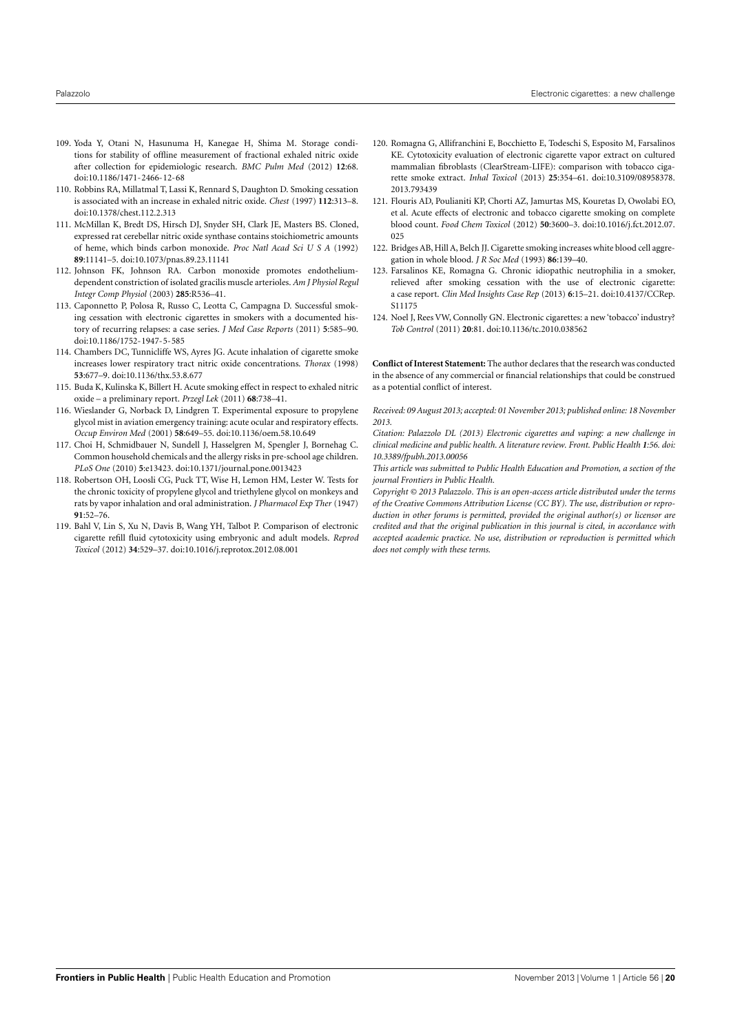109. Yoda Y, Otani N, Hasunuma H, Kanegae H, Shima M. Storage conditions for stability of offline measurement of fractional exhaled nitric oxide after collection for epidemiologic research. *BMC Pulm Med* (2012) **12**:68. doi:10.1186/1471-2466-12-68

110. Robbins RA, Millatmal T, Lassi K, Rennard S, Daughton D. Smoking cessation is associated with an increase in exhaled nitric oxide. *Chest* (1997) **112**:313–8. doi:10.1378/chest.112.2.313

111. McMillan K, Bredt DS, Hirsch DJ, Snyder SH, Clark JE, Masters BS. Cloned, expressed rat cerebellar nitric oxide synthase contains stoichiometric amounts of heme, which binds carbon monoxide. *Proc Natl Acad Sci U S A* (1992) **89**:11141–5. doi:10.1073/pnas.89.23.11141

112. Johnson FK, Johnson RA. Carbon monoxide promotes endothelium-dependent constriction of isolated gracilis muscle arterioles. *Am J Physiol Regul Integr Comp Physiol* (2003) **285**:R536–41.

113. Caponnetto P, Polosa R, Russo C, Leotta C, Campagna D. Successful smoking cessation with electronic cigarettes in smokers with a documented history of recurring relapses: a case series. *J Med Case Reports* (2011) **5**:585–90. doi:10.1186/1752-1947-5-585

114. Chambers DC, Tunnicliffe WS, Ayres JG. Acute inhalation of cigarette smoke increases lower respiratory tract nitric oxide concentrations. *Thorax* (1998) **53**:677–9. doi:10.1136/thx.53.8.677

115. Buda K, Kulinska K, Billert H. Acute smoking effect in respect to exhaled nitric oxide – a preliminary report. *Przegl Lek* (2011) **68**:738–41.

116. Wieslander G, Norback D, Lindgren T. Experimental exposure to propylene glycol mist in aviation emergency training: acute ocular and respiratory effects. *Occup Environ Med* (2001) **58**:649–55. doi:10.1136/oem.58.10.649

117. Choi H, Schmidbauer N, Sundell J, Hasselgren M, Spengler J, Bornehag C. Common household chemicals and the allergy risks in pre-school age children. *PLoS One* (2010) **5**:e13423. doi:10.1371/journal.pone.0013423

118. Robertson OH, Loosli CG, Puck TT, Wise H, Lemon HM, Lester W. Tests for the chronic toxicity of propylene glycol and triethylene glycol on monkeys and rats by vapor inhalation and oral administration. *J Pharmacol Exp Ther* (1947) **91**:52–76.

119. Bahl V, Lin S, Xu N, Davis B, Wang YH, Talbot P. Comparison of electronic cigarette refill fluid cytotoxicity using embryonic and adult models. *Reprod Toxicol* (2012) **34**:529–37. doi:10.1016/j.reprotox.2012.08.001

120. Romagna G, Allifranchini E, Bocchietto E, Todeschi S, Esposito M, Farsalinos KE. Cytotoxicity evaluation of electronic cigarette vapor extract on cultured mammalian fibroblasts (ClearStream-LIFE): comparison with tobacco cigarette smoke extract. *Inhal Toxicol* (2013) **25**:354–61. doi:10.3109/08958378.2013.793439

121. Flouris AD, Poulianiti KP, Chorti AZ, Jamurtas MS, Kouretas D, Owolabi EO, et al. Acute effects of electronic and tobacco cigarette smoking on complete blood count. *Food Chem Toxicol* (2012) **50**:3600–3. doi:10.1016/j.fct.2012.07.025

122. Bridges AB, Hill A, Belch JJ. Cigarette smoking increases white blood cell aggregation in whole blood. *J R Soc Med* (1993) **86**:139–40.

123. Farsalinos KE, Romagna G. Chronic idiopathic neutrophilia in a smoker, relieved after smoking cessation with the use of electronic cigarette: a case report. *Clin Med Insights Case Rep* (2013) **6**:15–21. doi:10.4137/CCRep.S11175

124. Noel J, Rees VW, Connolly GN. Electronic cigarettes: a new 'tobacco' industry? *Tob Control* (2011) **20**:81. doi:10.1136/tc.2010.038562

**Conflict of Interest Statement:** The author declares that the research was conducted in the absence of any commercial or financial relationships that could be construed as a potential conflict of interest.

*Received: 09 August 2013; accepted: 01 November 2013; published online: 18 November 2013.*

*Citation: Palazzolo DL (2013) Electronic cigarettes and vaping: a new challenge in clinical medicine and public health. A literature review. Front. Public Health **1**:56. doi:10.3389/fpubh.2013.00056*

*This article was submitted to Public Health Education and Promotion, a section of the journal Frontiers in Public Health.*

*Copyright © 2013 Palazzolo. This is an open-access article distributed under the terms of the Creative Commons Attribution License (CC BY). The use, distribution or reproduction in other forums is permitted, provided the original author(s) or licensor are credited and that the original publication in this journal is cited, in accordance with accepted academic practice. No use, distribution or reproduction is permitted which does not comply with these terms.*